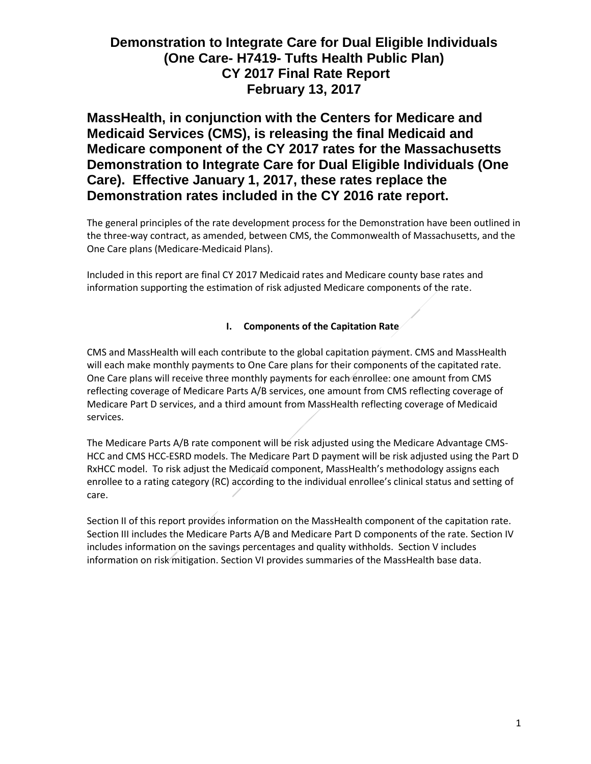# Demonstration to Integrate Care for Dual Eligible Individuals (One Care- H7419- Tufts Health Public Plan) CY 2017 Final Rate Report February 13, 2017

## MassHealth, in conjunction with the Centers for Medicare and Medicaid Services (CMS), is releasing the final Medicaid and Medicare component of the CY 2017 rates for the Massachusetts Demonstration to Integrate Care for Dual Eligible Individuals (One Care). Effective January 1, 2017, these rates replace the Demonstration rates included in the CY 2016 rate report.

The general principles of the rate development process for the Demonstration have been outlined in the three-way contract, as amended, between CMS, the Commonwealth of Massachusetts, and the One Care plans (Medicare-Medicaid Plans).

Included in this report are final CY 2017 Medicaid rates and Medicare county base rates and information supporting the estimation of risk adjusted Medicare components of the rate.

### I. Components of the Capitation Rate

CMS and MassHealth will each contribute to the global capitation payment. CMS and MassHealth will each make monthly payments to One Care plans for their components of the capitated rate. One Care plans will receive three monthly payments for each enrollee: one amount from CMS reflecting coverage of Medicare Parts A/B services, one amount from CMS reflecting coverage of Medicare Part D services, and a third amount from MassHealth reflecting coverage of Medicaid services.

The Medicare Parts A/B rate component will be risk adjusted using the Medicare Advantage CMS-HCC and CMS HCC-ESRD models. The Medicare Part D payment will be risk adjusted using the Part D RxHCC model. To risk adjust the Medicaid component, MassHealth's methodology assigns each enrollee to a rating category (RC) according to the individual enrollee's clinical status and setting of care.

Section II of this report provides information on the MassHealth component of the capitation rate. Section III includes the Medicare Parts A/B and Medicare Part D components of the rate. Section IV includes information on the savings percentages and quality withholds. Section V includes information on risk mitigation. Section VI provides summaries of the MassHealth base data.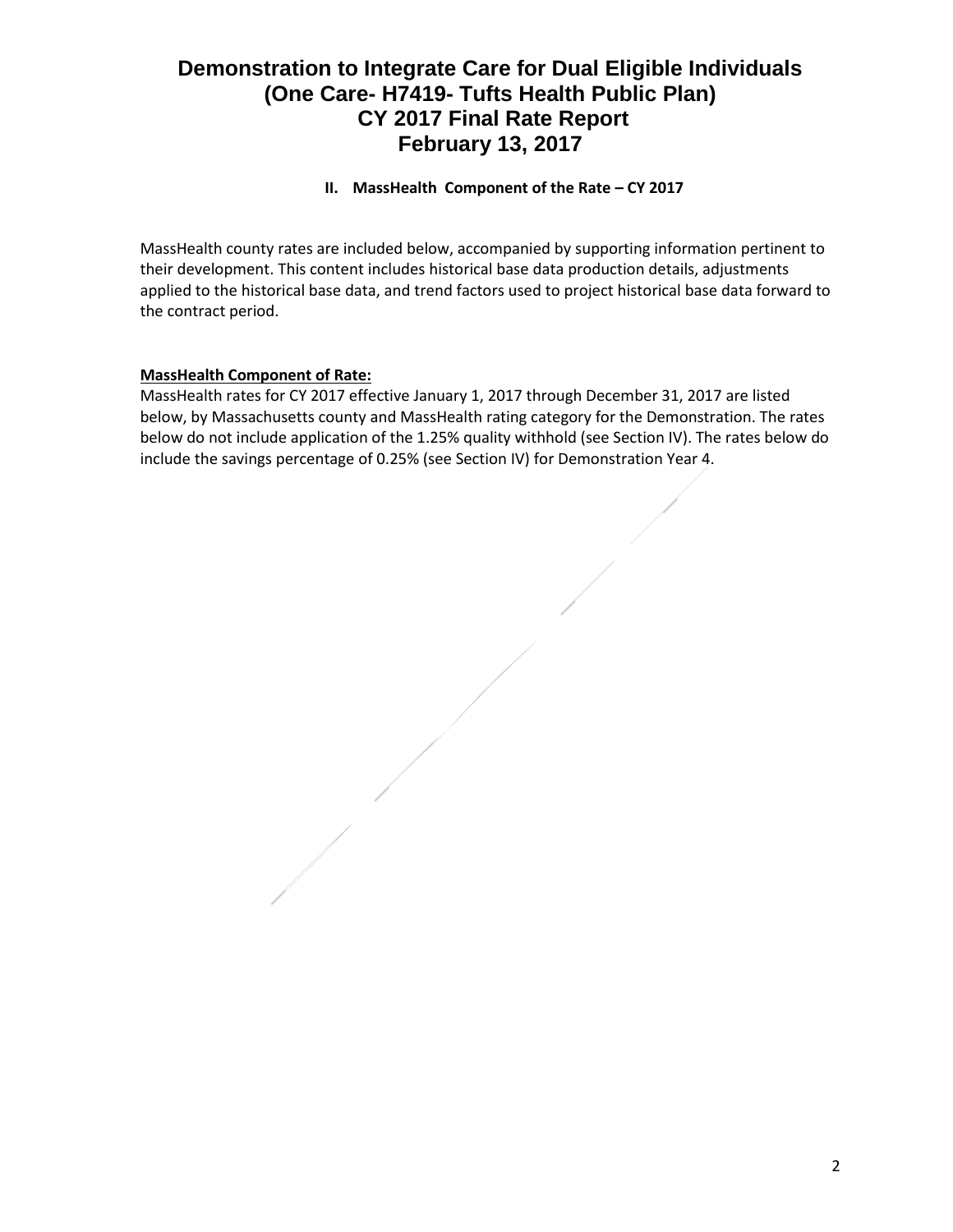# Demonstration to Integrate Care for Dual Eligible Individuals
# (One Care- H7419- Tufts Health Public Plan)
# CY 2017 Final Rate Report
# February 13, 2017

## II. MassHealth Component of the Rate – CY 2017

MassHealth county rates are included below, accompanied by supporting information pertinent to their development. This content includes historical base data production details, adjustments applied to the historical base data, and trend factors used to project historical base data forward to the contract period.

**MassHealth Component of Rate:**

MassHealth rates for CY 2017 effective January 1, 2017 through December 31, 2017 are listed below, by Massachusetts county and MassHealth rating category for the Demonstration. The rates below do not include application of the 1.25% quality withhold (see Section IV). The rates below do include the savings percentage of 0.25% (see Section IV) for Demonstration Year 4.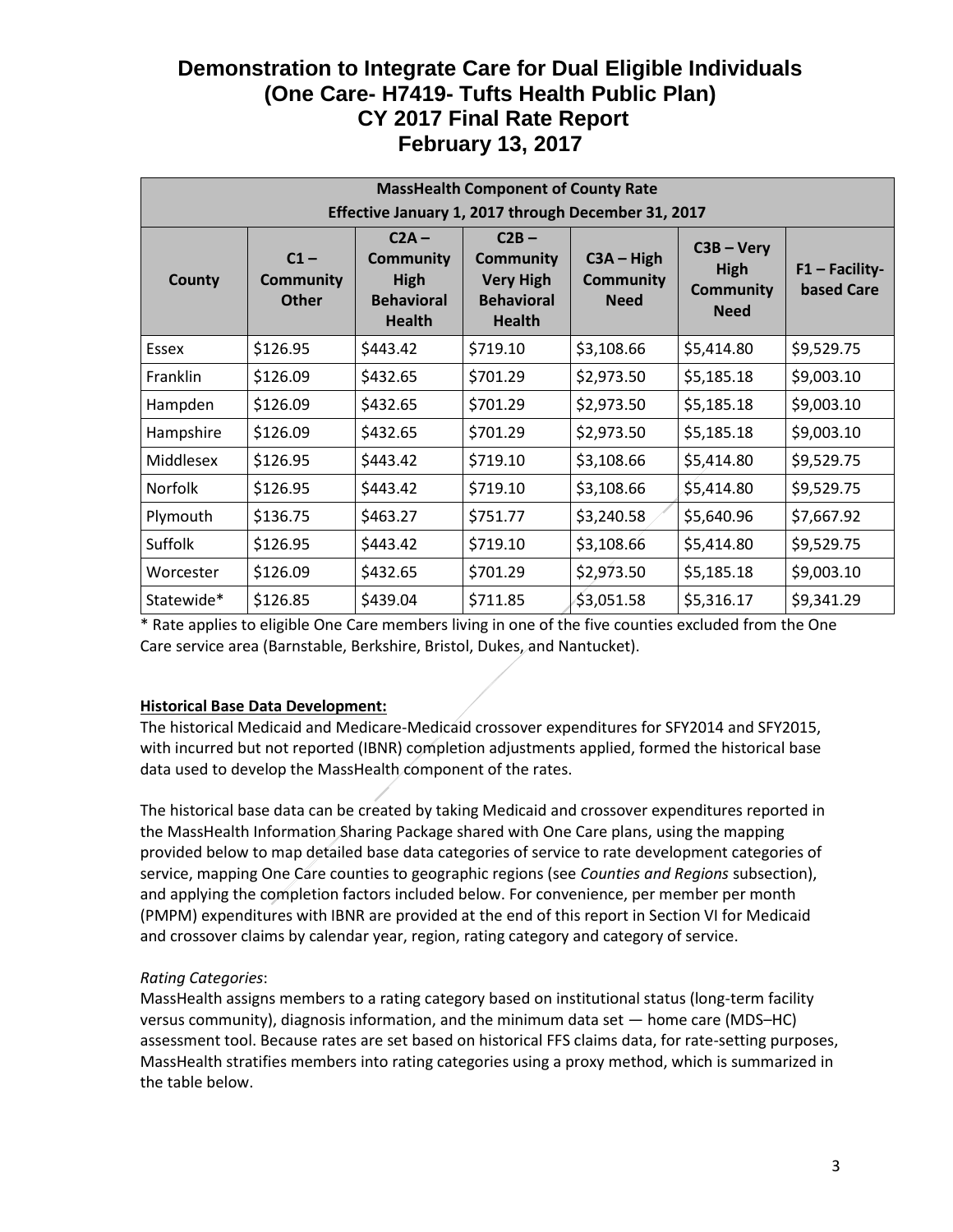# Demonstration to Integrate Care for Dual Eligible Individuals (One Care- H7419- Tufts Health Public Plan) CY 2017 Final Rate Report February 13, 2017

| MassHealth Component of County Rate Effective January 1, 2017 through December 31, 2017 | | | | | | |
|---|---|---|---|---|---|---|
| County | C1 – Community Other | C2A – Community High Behavioral Health | C2B – Community Very High Behavioral Health | C3A – High Community Need | C3B – Very High Community Need | F1 – Facility-based Care |
| Essex | $126.95 | $443.42 | $719.10 | $3,108.66 | $5,414.80 | $9,529.75 |
| Franklin | $126.09 | $432.65 | $701.29 | $2,973.50 | $5,185.18 | $9,003.10 |
| Hampden | $126.09 | $432.65 | $701.29 | $2,973.50 | $5,185.18 | $9,003.10 |
| Hampshire | $126.09 | $432.65 | $701.29 | $2,973.50 | $5,185.18 | $9,003.10 |
| Middlesex | $126.95 | $443.42 | $719.10 | $3,108.66 | $5,414.80 | $9,529.75 |
| Norfolk | $126.95 | $443.42 | $719.10 | $3,108.66 | $5,414.80 | $9,529.75 |
| Plymouth | $136.75 | $463.27 | $751.77 | $3,240.58 | $5,640.96 | $7,667.92 |
| Suffolk | $126.95 | $443.42 | $719.10 | $3,108.66 | $5,414.80 | $9,529.75 |
| Worcester | $126.09 | $432.65 | $701.29 | $2,973.50 | $5,185.18 | $9,003.10 |
| Statewide* | $126.85 | $439.04 | $711.85 | $3,051.58 | $5,316.17 | $9,341.29 |

\* Rate applies to eligible One Care members living in one of the five counties excluded from the One Care service area (Barnstable, Berkshire, Bristol, Dukes, and Nantucket).

**Historical Base Data Development:**

The historical Medicaid and Medicare-Medicaid crossover expenditures for SFY2014 and SFY2015, with incurred but not reported (IBNR) completion adjustments applied, formed the historical base data used to develop the MassHealth component of the rates.

The historical base data can be created by taking Medicaid and crossover expenditures reported in the MassHealth Information Sharing Package shared with One Care plans, using the mapping provided below to map detailed base data categories of service to rate development categories of service, mapping One Care counties to geographic regions (see *Counties and Regions* subsection), and applying the completion factors included below. For convenience, per member per month (PMPM) expenditures with IBNR are provided at the end of this report in Section VI for Medicaid and crossover claims by calendar year, region, rating category and category of service.

*Rating Categories*:

MassHealth assigns members to a rating category based on institutional status (long-term facility versus community), diagnosis information, and the minimum data set — home care (MDS–HC) assessment tool. Because rates are set based on historical FFS claims data, for rate-setting purposes, MassHealth stratifies members into rating categories using a proxy method, which is summarized in the table below.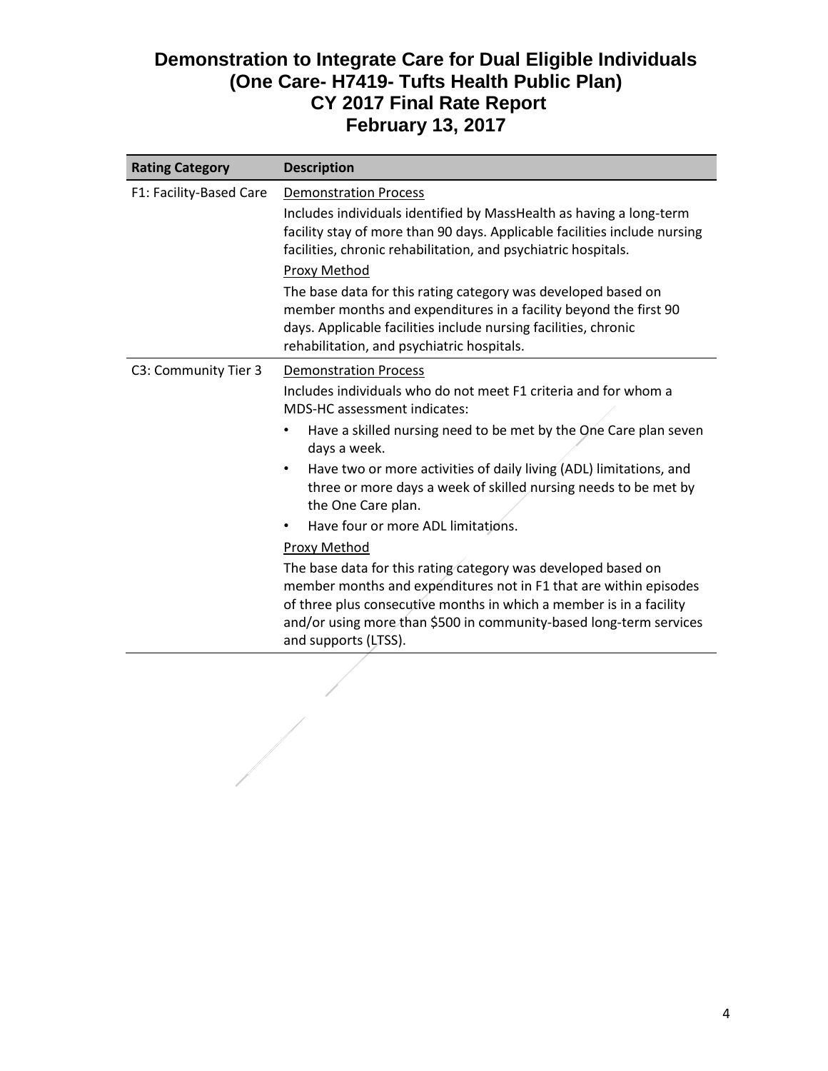# Demonstration to Integrate Care for Dual Eligible Individuals
# (One Care- H7419- Tufts Health Public Plan)
# CY 2017 Final Rate Report
# February 13, 2017

| Rating Category | Description |
|---|---|
| F1: Facility-Based Care | <u>Demonstration Process</u><br>Includes individuals identified by MassHealth as having a long-term facility stay of more than 90 days. Applicable facilities include nursing facilities, chronic rehabilitation, and psychiatric hospitals.<br><u>Proxy Method</u><br>The base data for this rating category was developed based on member months and expenditures in a facility beyond the first 90 days. Applicable facilities include nursing facilities, chronic rehabilitation, and psychiatric hospitals. |
| C3: Community Tier 3 | <u>Demonstration Process</u><br>Includes individuals who do not meet F1 criteria and for whom a MDS-HC assessment indicates:<br>• Have a skilled nursing need to be met by the One Care plan seven days a week.<br>• Have two or more activities of daily living (ADL) limitations, and three or more days a week of skilled nursing needs to be met by the One Care plan.<br>• Have four or more ADL limitations.<br><u>Proxy Method</u><br>The base data for this rating category was developed based on member months and expenditures not in F1 that are within episodes of three plus consecutive months in which a member is in a facility and/or using more than $500 in community-based long-term services and supports (LTSS). |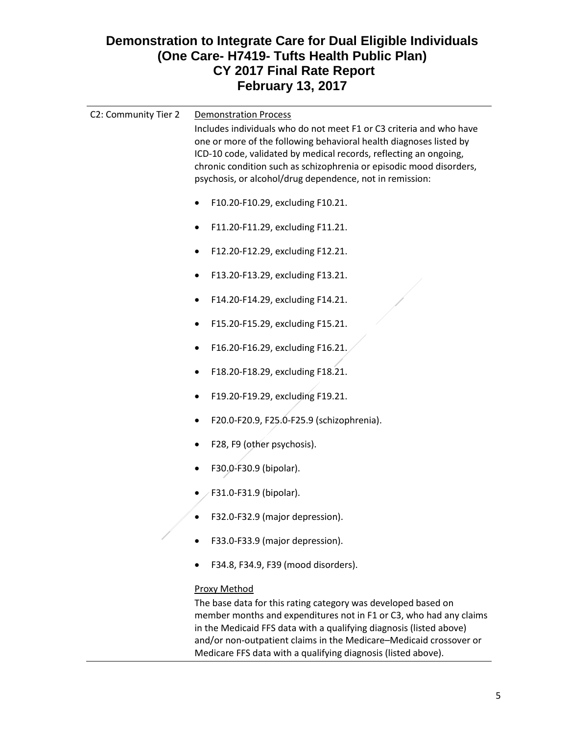| | |
|---|---|
| C2: Community Tier 2 | Demonstration Process<br>Includes individuals who do not meet F1 or C3 criteria and who have one or more of the following behavioral health diagnoses listed by ICD-10 code, validated by medical records, reflecting an ongoing, chronic condition such as schizophrenia or episodic mood disorders, psychosis, or alcohol/drug dependence, not in remission:<br>• F10.20-F10.29, excluding F10.21.<br>• F11.20-F11.29, excluding F11.21.<br>• F12.20-F12.29, excluding F12.21.<br>• F13.20-F13.29, excluding F13.21.<br>• F14.20-F14.29, excluding F14.21.<br>• F15.20-F15.29, excluding F15.21.<br>• F16.20-F16.29, excluding F16.21.<br>• F18.20-F18.29, excluding F18.21.<br>• F19.20-F19.29, excluding F19.21.<br>• F20.0-F20.9, F25.0-F25.9 (schizophrenia).<br>• F28, F9 (other psychosis).<br>• F30.0-F30.9 (bipolar).<br>• F31.0-F31.9 (bipolar).<br>• F32.0-F32.9 (major depression).<br>• F33.0-F33.9 (major depression).<br>• F34.8, F34.9, F39 (mood disorders).<br><br>Proxy Method<br>The base data for this rating category was developed based on member months and expenditures not in F1 or C3, who had any claims in the Medicaid FFS data with a qualifying diagnosis (listed above) and/or non-outpatient claims in the Medicare–Medicaid crossover or Medicare FFS data with a qualifying diagnosis (listed above). |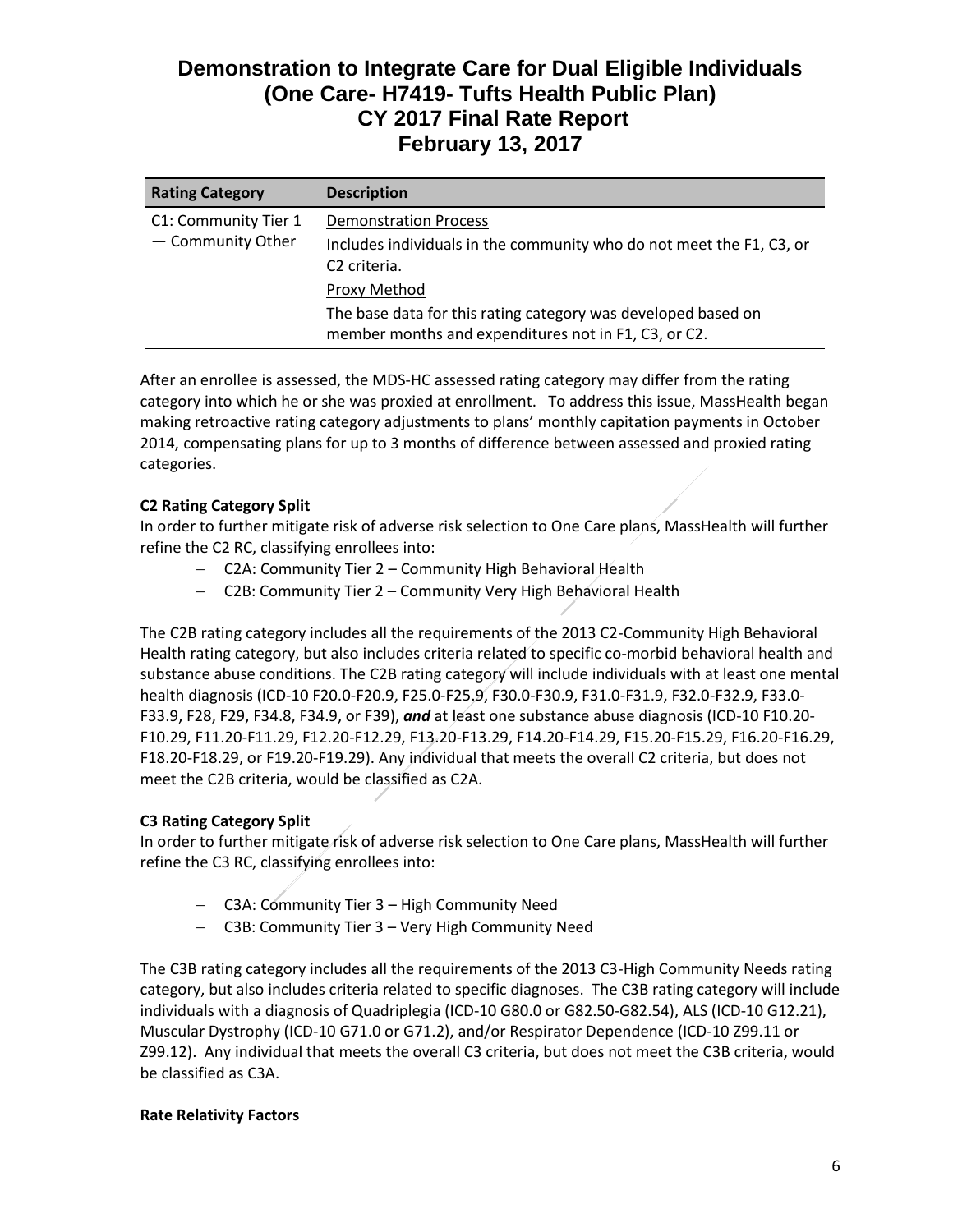| Rating Category | Description |
|---|---|
| C1: Community Tier 1 — Community Other | Demonstration Process<br>Includes individuals in the community who do not meet the F1, C3, or C2 criteria.<br>Proxy Method<br>The base data for this rating category was developed based on member months and expenditures not in F1, C3, or C2. |

After an enrollee is assessed, the MDS-HC assessed rating category may differ from the rating category into which he or she was proxied at enrollment. To address this issue, MassHealth began making retroactive rating category adjustments to plans' monthly capitation payments in October 2014, compensating plans for up to 3 months of difference between assessed and proxied rating categories.

**C2 Rating Category Split**

In order to further mitigate risk of adverse risk selection to One Care plans, MassHealth will further refine the C2 RC, classifying enrollees into:

- C2A: Community Tier 2 – Community High Behavioral Health
- C2B: Community Tier 2 – Community Very High Behavioral Health

The C2B rating category includes all the requirements of the 2013 C2-Community High Behavioral Health rating category, but also includes criteria related to specific co-morbid behavioral health and substance abuse conditions. The C2B rating category will include individuals with at least one mental health diagnosis (ICD-10 F20.0-F20.9, F25.0-F25.9, F30.0-F30.9, F31.0-F31.9, F32.0-F32.9, F33.0-F33.9, F28, F29, F34.8, F34.9, or F39), ***and*** at least one substance abuse diagnosis (ICD-10 F10.20-F10.29, F11.20-F11.29, F12.20-F12.29, F13.20-F13.29, F14.20-F14.29, F15.20-F15.29, F16.20-F16.29, F18.20-F18.29, or F19.20-F19.29). Any individual that meets the overall C2 criteria, but does not meet the C2B criteria, would be classified as C2A.

**C3 Rating Category Split**

In order to further mitigate risk of adverse risk selection to One Care plans, MassHealth will further refine the C3 RC, classifying enrollees into:

- C3A: Community Tier 3 – High Community Need
- C3B: Community Tier 3 – Very High Community Need

The C3B rating category includes all the requirements of the 2013 C3-High Community Needs rating category, but also includes criteria related to specific diagnoses. The C3B rating category will include individuals with a diagnosis of Quadriplegia (ICD-10 G80.0 or G82.50-G82.54), ALS (ICD-10 G12.21), Muscular Dystrophy (ICD-10 G71.0 or G71.2), and/or Respirator Dependence (ICD-10 Z99.11 or Z99.12). Any individual that meets the overall C3 criteria, but does not meet the C3B criteria, would be classified as C3A.

**Rate Relativity Factors**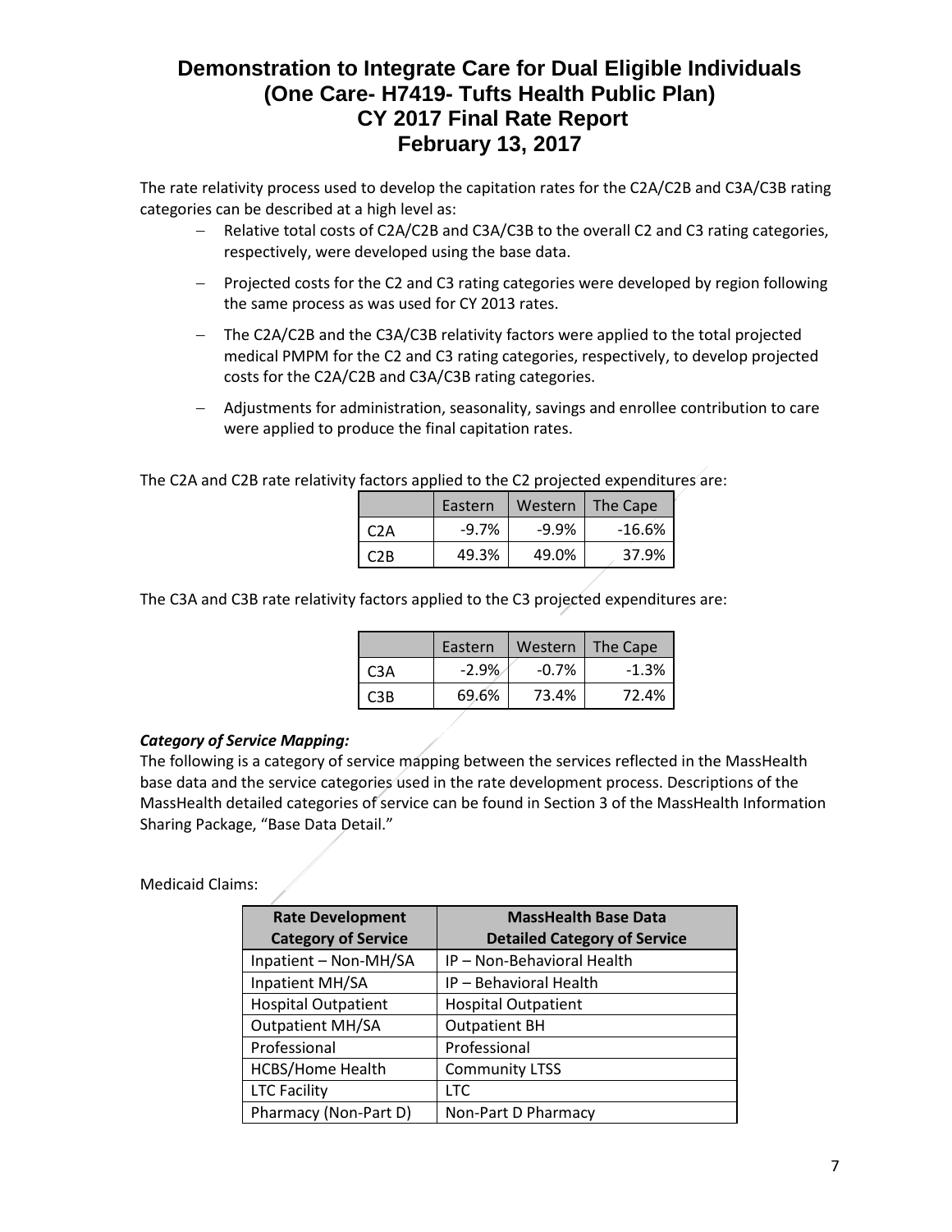# Demonstration to Integrate Care for Dual Eligible Individuals (One Care- H7419- Tufts Health Public Plan) CY 2017 Final Rate Report February 13, 2017

The rate relativity process used to develop the capitation rates for the C2A/C2B and C3A/C3B rating categories can be described at a high level as:

- Relative total costs of C2A/C2B and C3A/C3B to the overall C2 and C3 rating categories, respectively, were developed using the base data.
- Projected costs for the C2 and C3 rating categories were developed by region following the same process as was used for CY 2013 rates.
- The C2A/C2B and the C3A/C3B relativity factors were applied to the total projected medical PMPM for the C2 and C3 rating categories, respectively, to develop projected costs for the C2A/C2B and C3A/C3B rating categories.
- Adjustments for administration, seasonality, savings and enrollee contribution to care were applied to produce the final capitation rates.

The C2A and C2B rate relativity factors applied to the C2 projected expenditures are:

| | Eastern | Western | The Cape |
|---|---|---|---|
| C2A | -9.7% | -9.9% | -16.6% |
| C2B | 49.3% | 49.0% | 37.9% |

The C3A and C3B rate relativity factors applied to the C3 projected expenditures are:

| | Eastern | Western | The Cape |
|---|---|---|---|
| C3A | -2.9% | -0.7% | -1.3% |
| C3B | 69.6% | 73.4% | 72.4% |

***Category of Service Mapping:***

The following is a category of service mapping between the services reflected in the MassHealth base data and the service categories used in the rate development process. Descriptions of the MassHealth detailed categories of service can be found in Section 3 of the MassHealth Information Sharing Package, "Base Data Detail."

Medicaid Claims:

| Rate Development Category of Service | MassHealth Base Data Detailed Category of Service |
|---|---|
| Inpatient – Non-MH/SA | IP – Non-Behavioral Health |
| Inpatient MH/SA | IP – Behavioral Health |
| Hospital Outpatient | Hospital Outpatient |
| Outpatient MH/SA | Outpatient BH |
| Professional | Professional |
| HCBS/Home Health | Community LTSS |
| LTC Facility | LTC |
| Pharmacy (Non-Part D) | Non-Part D Pharmacy |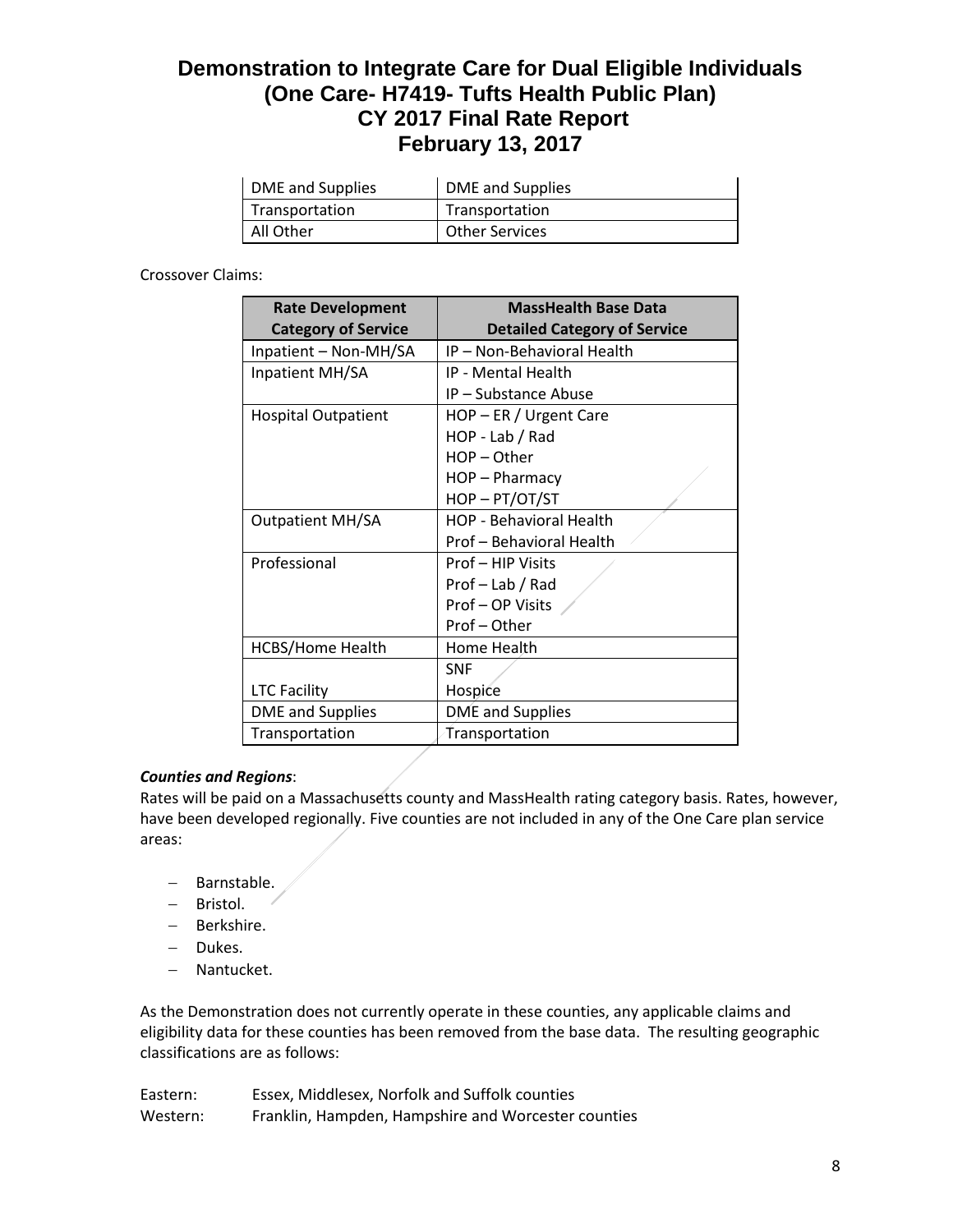| DME and Supplies | DME and Supplies |
|---|---|
| Transportation | Transportation |
| All Other | Other Services |

Crossover Claims:

| Rate Development Category of Service | MassHealth Base Data Detailed Category of Service |
|---|---|
| Inpatient – Non-MH/SA | IP – Non-Behavioral Health |
| Inpatient MH/SA | IP - Mental Health |
| | IP – Substance Abuse |
| Hospital Outpatient | HOP – ER / Urgent Care |
| | HOP - Lab / Rad |
| | HOP – Other |
| | HOP – Pharmacy |
| | HOP – PT/OT/ST |
| Outpatient MH/SA | HOP - Behavioral Health |
| | Prof – Behavioral Health |
| Professional | Prof – HIP Visits |
| | Prof – Lab / Rad |
| | Prof – OP Visits |
| | Prof – Other |
| HCBS/Home Health | Home Health |
| | SNF |
| LTC Facility | Hospice |
| DME and Supplies | DME and Supplies |
| Transportation | Transportation |

***Counties and Regions***:

Rates will be paid on a Massachusetts county and MassHealth rating category basis. Rates, however, have been developed regionally. Five counties are not included in any of the One Care plan service areas:

- Barnstable.
- Bristol.
- Berkshire.
- Dukes.
- Nantucket.

As the Demonstration does not currently operate in these counties, any applicable claims and eligibility data for these counties has been removed from the base data. The resulting geographic classifications are as follows:

Eastern: Essex, Middlesex, Norfolk and Suffolk counties

Western: Franklin, Hampden, Hampshire and Worcester counties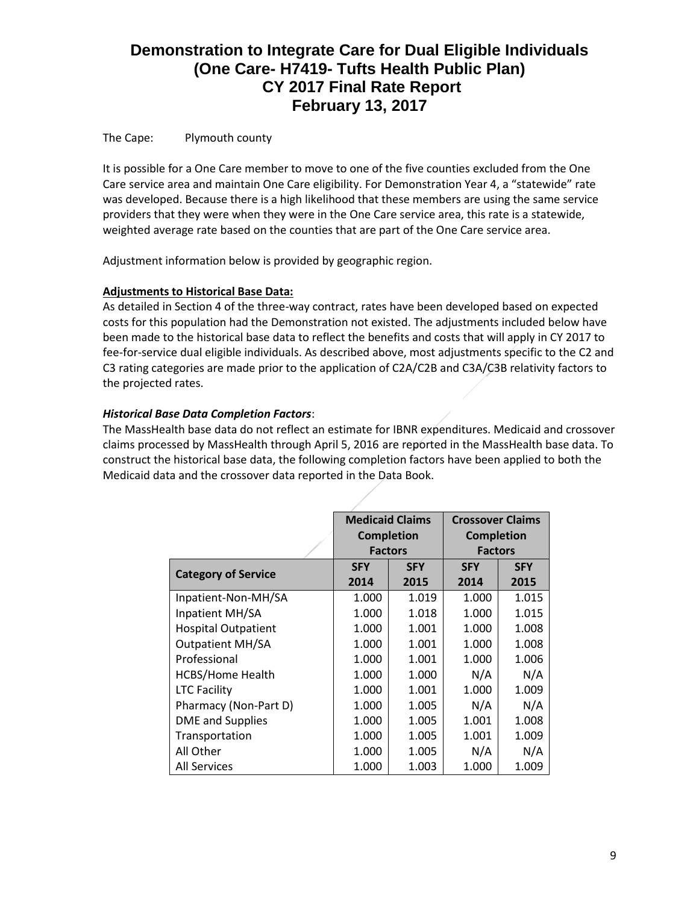The Cape: Plymouth county

It is possible for a One Care member to move to one of the five counties excluded from the One Care service area and maintain One Care eligibility. For Demonstration Year 4, a "statewide" rate was developed. Because there is a high likelihood that these members are using the same service providers that they were when they were in the One Care service area, this rate is a statewide, weighted average rate based on the counties that are part of the One Care service area.

Adjustment information below is provided by geographic region.

**Adjustments to Historical Base Data:**

As detailed in Section 4 of the three-way contract, rates have been developed based on expected costs for this population had the Demonstration not existed. The adjustments included below have been made to the historical base data to reflect the benefits and costs that will apply in CY 2017 to fee-for-service dual eligible individuals. As described above, most adjustments specific to the C2 and C3 rating categories are made prior to the application of C2A/C2B and C3A/C3B relativity factors to the projected rates.

***Historical Base Data Completion Factors***:

The MassHealth base data do not reflect an estimate for IBNR expenditures. Medicaid and crossover claims processed by MassHealth through April 5, 2016 are reported in the MassHealth base data. To construct the historical base data, the following completion factors have been applied to both the Medicaid data and the crossover data reported in the Data Book.

| | Medicaid Claims Completion Factors | | Crossover Claims Completion Factors | |
|---|---|---|---|---|
| **Category of Service** | **SFY 2014** | **SFY 2015** | **SFY 2014** | **SFY 2015** |
| Inpatient-Non-MH/SA | 1.000 | 1.019 | 1.000 | 1.015 |
| Inpatient MH/SA | 1.000 | 1.018 | 1.000 | 1.015 |
| Hospital Outpatient | 1.000 | 1.001 | 1.000 | 1.008 |
| Outpatient MH/SA | 1.000 | 1.001 | 1.000 | 1.008 |
| Professional | 1.000 | 1.001 | 1.000 | 1.006 |
| HCBS/Home Health | 1.000 | 1.000 | N/A | N/A |
| LTC Facility | 1.000 | 1.001 | 1.000 | 1.009 |
| Pharmacy (Non-Part D) | 1.000 | 1.005 | N/A | N/A |
| DME and Supplies | 1.000 | 1.005 | 1.001 | 1.008 |
| Transportation | 1.000 | 1.005 | 1.001 | 1.009 |
| All Other | 1.000 | 1.005 | N/A | N/A |
| All Services | 1.000 | 1.003 | 1.000 | 1.009 |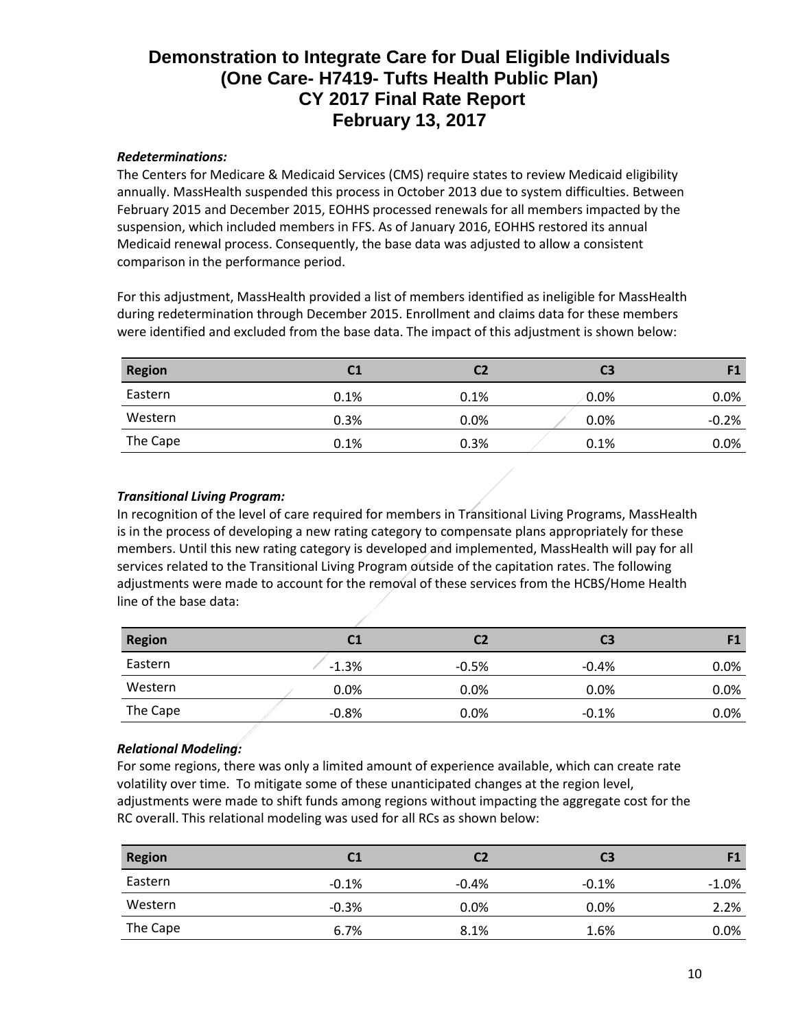# Demonstration to Integrate Care for Dual Eligible Individuals (One Care- H7419- Tufts Health Public Plan) CY 2017 Final Rate Report February 13, 2017

***Redeterminations:***

The Centers for Medicare & Medicaid Services (CMS) require states to review Medicaid eligibility annually. MassHealth suspended this process in October 2013 due to system difficulties. Between February 2015 and December 2015, EOHHS processed renewals for all members impacted by the suspension, which included members in FFS. As of January 2016, EOHHS restored its annual Medicaid renewal process. Consequently, the base data was adjusted to allow a consistent comparison in the performance period.

For this adjustment, MassHealth provided a list of members identified as ineligible for MassHealth during redetermination through December 2015. Enrollment and claims data for these members were identified and excluded from the base data. The impact of this adjustment is shown below:

| Region | C1 | C2 | C3 | F1 |
|---|---|---|---|---|
| Eastern | 0.1% | 0.1% | 0.0% | 0.0% |
| Western | 0.3% | 0.0% | 0.0% | -0.2% |
| The Cape | 0.1% | 0.3% | 0.1% | 0.0% |

***Transitional Living Program:***

In recognition of the level of care required for members in Transitional Living Programs, MassHealth is in the process of developing a new rating category to compensate plans appropriately for these members. Until this new rating category is developed and implemented, MassHealth will pay for all services related to the Transitional Living Program outside of the capitation rates. The following adjustments were made to account for the removal of these services from the HCBS/Home Health line of the base data:

| Region | C1 | C2 | C3 | F1 |
|---|---|---|---|---|
| Eastern | -1.3% | -0.5% | -0.4% | 0.0% |
| Western | 0.0% | 0.0% | 0.0% | 0.0% |
| The Cape | -0.8% | 0.0% | -0.1% | 0.0% |

***Relational Modeling:***

For some regions, there was only a limited amount of experience available, which can create rate volatility over time. To mitigate some of these unanticipated changes at the region level, adjustments were made to shift funds among regions without impacting the aggregate cost for the RC overall. This relational modeling was used for all RCs as shown below:

| Region | C1 | C2 | C3 | F1 |
|---|---|---|---|---|
| Eastern | -0.1% | -0.4% | -0.1% | -1.0% |
| Western | -0.3% | 0.0% | 0.0% | 2.2% |
| The Cape | 6.7% | 8.1% | 1.6% | 0.0% |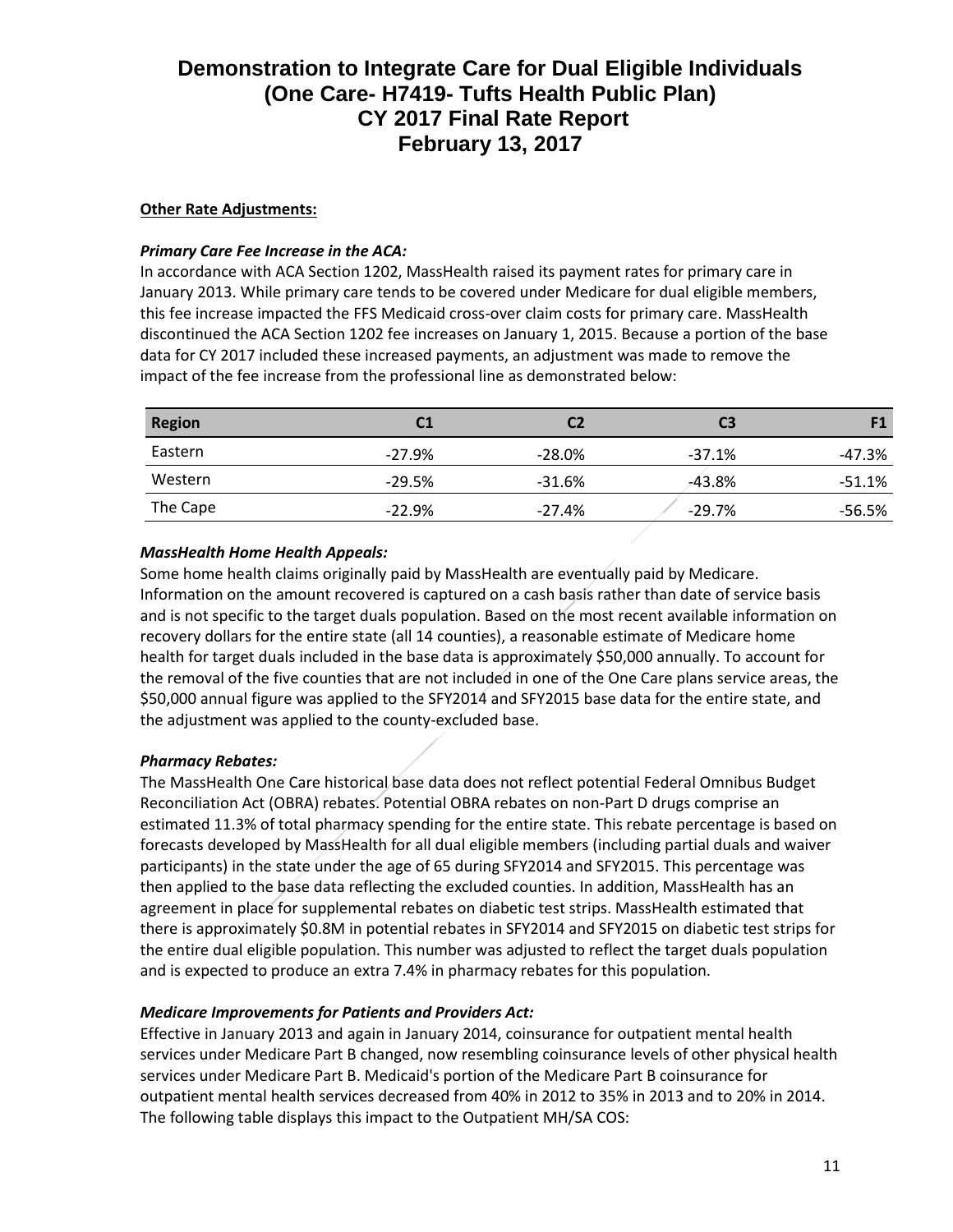# Demonstration to Integrate Care for Dual Eligible Individuals (One Care- H7419- Tufts Health Public Plan) CY 2017 Final Rate Report February 13, 2017

**Other Rate Adjustments:**

***Primary Care Fee Increase in the ACA:***

In accordance with ACA Section 1202, MassHealth raised its payment rates for primary care in January 2013. While primary care tends to be covered under Medicare for dual eligible members, this fee increase impacted the FFS Medicaid cross-over claim costs for primary care. MassHealth discontinued the ACA Section 1202 fee increases on January 1, 2015. Because a portion of the base data for CY 2017 included these increased payments, an adjustment was made to remove the impact of the fee increase from the professional line as demonstrated below:

| Region | C1 | C2 | C3 | F1 |
|---|---|---|---|---|
| Eastern | -27.9% | -28.0% | -37.1% | -47.3% |
| Western | -29.5% | -31.6% | -43.8% | -51.1% |
| The Cape | -22.9% | -27.4% | -29.7% | -56.5% |

***MassHealth Home Health Appeals:***

Some home health claims originally paid by MassHealth are eventually paid by Medicare. Information on the amount recovered is captured on a cash basis rather than date of service basis and is not specific to the target duals population. Based on the most recent available information on recovery dollars for the entire state (all 14 counties), a reasonable estimate of Medicare home health for target duals included in the base data is approximately $50,000 annually. To account for the removal of the five counties that are not included in one of the One Care plans service areas, the $50,000 annual figure was applied to the SFY2014 and SFY2015 base data for the entire state, and the adjustment was applied to the county-excluded base.

***Pharmacy Rebates:***

The MassHealth One Care historical base data does not reflect potential Federal Omnibus Budget Reconciliation Act (OBRA) rebates. Potential OBRA rebates on non-Part D drugs comprise an estimated 11.3% of total pharmacy spending for the entire state. This rebate percentage is based on forecasts developed by MassHealth for all dual eligible members (including partial duals and waiver participants) in the state under the age of 65 during SFY2014 and SFY2015. This percentage was then applied to the base data reflecting the excluded counties. In addition, MassHealth has an agreement in place for supplemental rebates on diabetic test strips. MassHealth estimated that there is approximately $0.8M in potential rebates in SFY2014 and SFY2015 on diabetic test strips for the entire dual eligible population. This number was adjusted to reflect the target duals population and is expected to produce an extra 7.4% in pharmacy rebates for this population.

***Medicare Improvements for Patients and Providers Act:***

Effective in January 2013 and again in January 2014, coinsurance for outpatient mental health services under Medicare Part B changed, now resembling coinsurance levels of other physical health services under Medicare Part B. Medicaid's portion of the Medicare Part B coinsurance for outpatient mental health services decreased from 40% in 2012 to 35% in 2013 and to 20% in 2014. The following table displays this impact to the Outpatient MH/SA COS: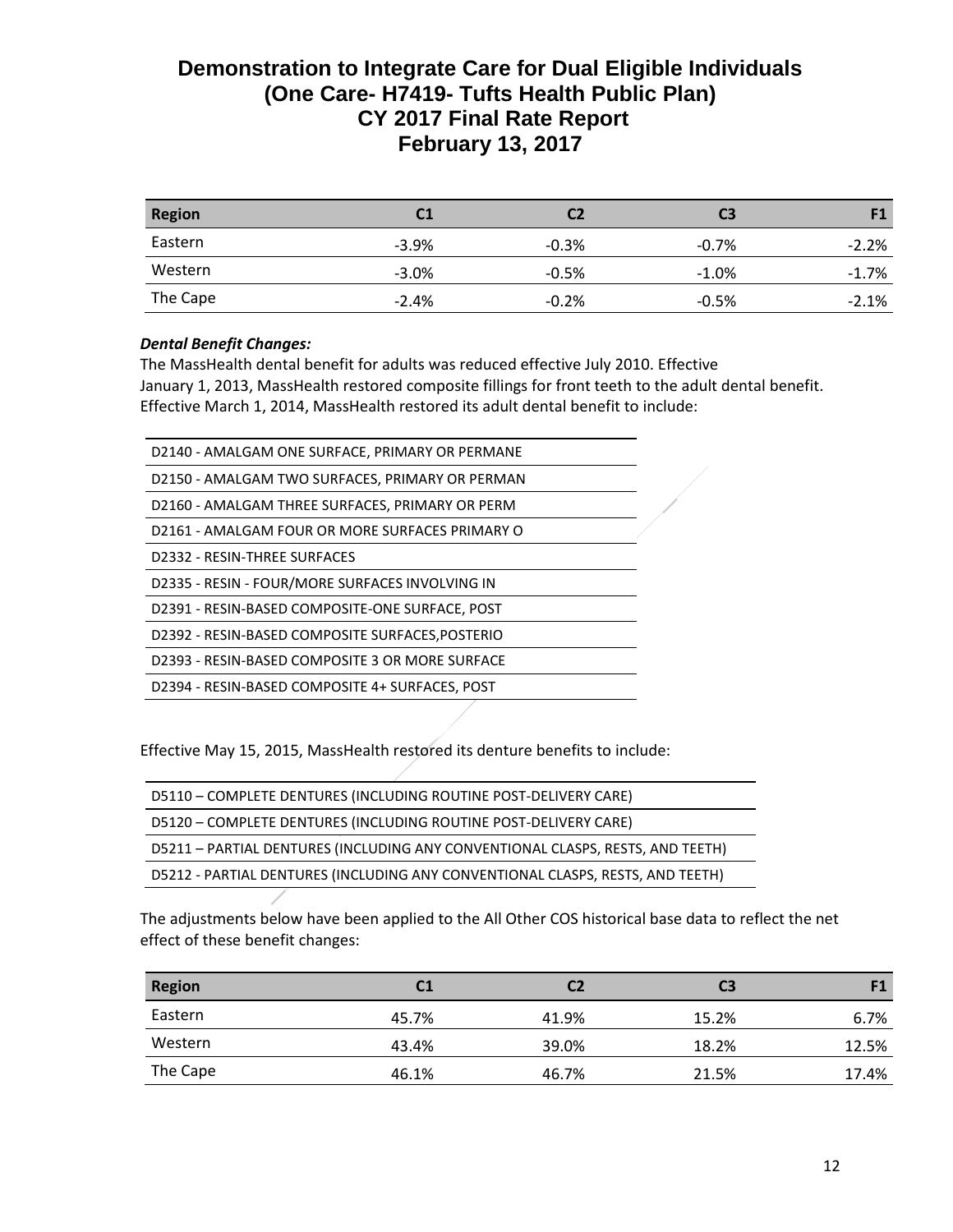# Demonstration to Integrate Care for Dual Eligible Individuals (One Care- H7419- Tufts Health Public Plan) CY 2017 Final Rate Report February 13, 2017

| Region | C1 | C2 | C3 | F1 |
|---|---|---|---|---|
| Eastern | -3.9% | -0.3% | -0.7% | -2.2% |
| Western | -3.0% | -0.5% | -1.0% | -1.7% |
| The Cape | -2.4% | -0.2% | -0.5% | -2.1% |

***Dental Benefit Changes:***

The MassHealth dental benefit for adults was reduced effective July 2010. Effective January 1, 2013, MassHealth restored composite fillings for front teeth to the adult dental benefit. Effective March 1, 2014, MassHealth restored its adult dental benefit to include:

| |
|---|
| D2140 - AMALGAM ONE SURFACE, PRIMARY OR PERMANE |
| D2150 - AMALGAM TWO SURFACES, PRIMARY OR PERMAN |
| D2160 - AMALGAM THREE SURFACES, PRIMARY OR PERM |
| D2161 - AMALGAM FOUR OR MORE SURFACES PRIMARY O |
| D2332 - RESIN-THREE SURFACES |
| D2335 - RESIN - FOUR/MORE SURFACES INVOLVING IN |
| D2391 - RESIN-BASED COMPOSITE-ONE SURFACE, POST |
| D2392 - RESIN-BASED COMPOSITE SURFACES,POSTERIO |
| D2393 - RESIN-BASED COMPOSITE 3 OR MORE SURFACE |
| D2394 - RESIN-BASED COMPOSITE 4+ SURFACES, POST |

Effective May 15, 2015, MassHealth restored its denture benefits to include:

| |
|---|
| D5110 – COMPLETE DENTURES (INCLUDING ROUTINE POST-DELIVERY CARE) |
| D5120 – COMPLETE DENTURES (INCLUDING ROUTINE POST-DELIVERY CARE) |
| D5211 – PARTIAL DENTURES (INCLUDING ANY CONVENTIONAL CLASPS, RESTS, AND TEETH) |
| D5212 - PARTIAL DENTURES (INCLUDING ANY CONVENTIONAL CLASPS, RESTS, AND TEETH) |

The adjustments below have been applied to the All Other COS historical base data to reflect the net effect of these benefit changes:

| Region | C1 | C2 | C3 | F1 |
|---|---|---|---|---|
| Eastern | 45.7% | 41.9% | 15.2% | 6.7% |
| Western | 43.4% | 39.0% | 18.2% | 12.5% |
| The Cape | 46.1% | 46.7% | 21.5% | 17.4% |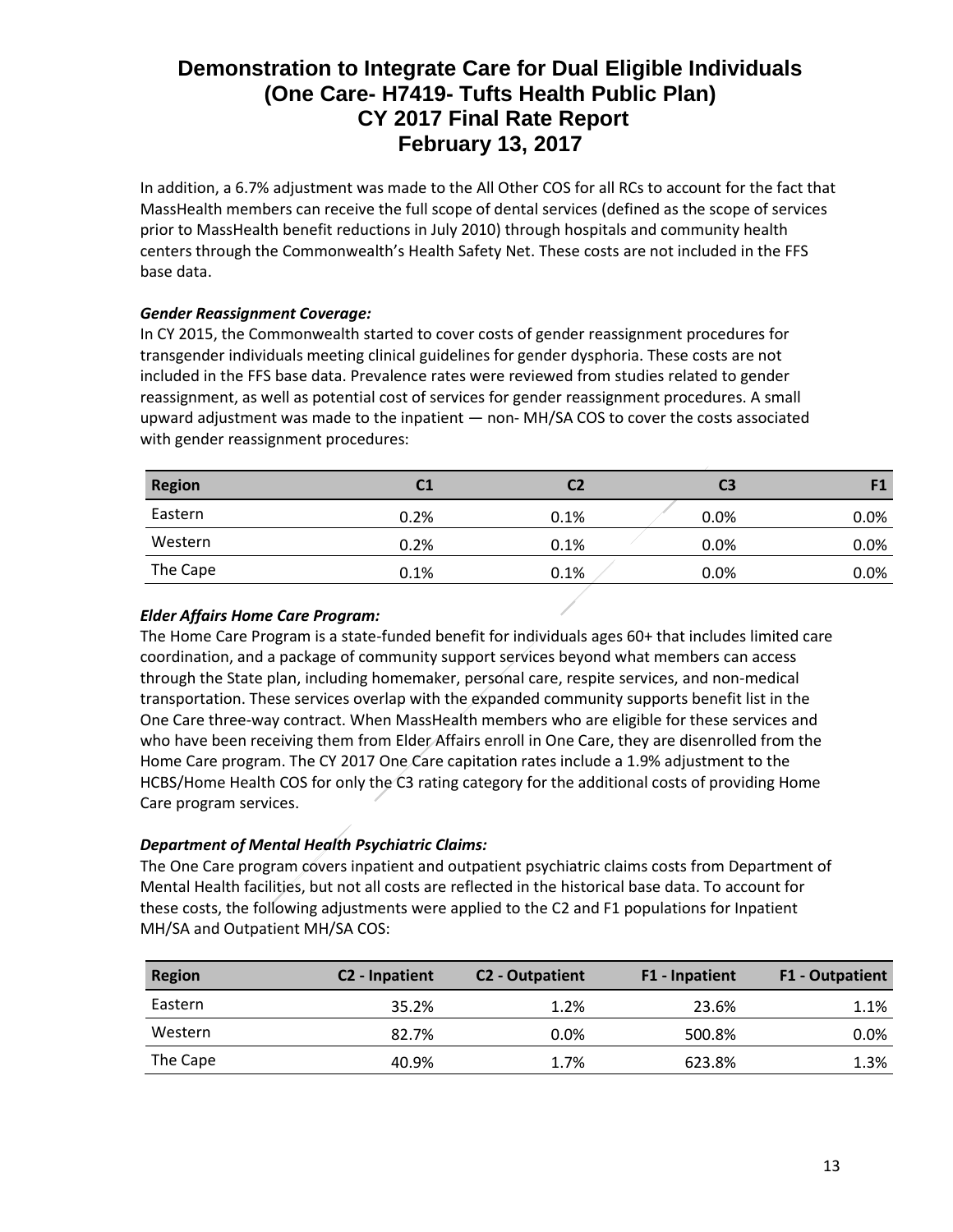In addition, a 6.7% adjustment was made to the All Other COS for all RCs to account for the fact that MassHealth members can receive the full scope of dental services (defined as the scope of services prior to MassHealth benefit reductions in July 2010) through hospitals and community health centers through the Commonwealth's Health Safety Net. These costs are not included in the FFS base data.

***Gender Reassignment Coverage:***

In CY 2015, the Commonwealth started to cover costs of gender reassignment procedures for transgender individuals meeting clinical guidelines for gender dysphoria. These costs are not included in the FFS base data. Prevalence rates were reviewed from studies related to gender reassignment, as well as potential cost of services for gender reassignment procedures. A small upward adjustment was made to the inpatient — non- MH/SA COS to cover the costs associated with gender reassignment procedures:

| Region | C1 | C2 | C3 | F1 |
|---|---|---|---|---|
| Eastern | 0.2% | 0.1% | 0.0% | 0.0% |
| Western | 0.2% | 0.1% | 0.0% | 0.0% |
| The Cape | 0.1% | 0.1% | 0.0% | 0.0% |

***Elder Affairs Home Care Program:***

The Home Care Program is a state-funded benefit for individuals ages 60+ that includes limited care coordination, and a package of community support services beyond what members can access through the State plan, including homemaker, personal care, respite services, and non-medical transportation. These services overlap with the expanded community supports benefit list in the One Care three-way contract. When MassHealth members who are eligible for these services and who have been receiving them from Elder Affairs enroll in One Care, they are disenrolled from the Home Care program. The CY 2017 One Care capitation rates include a 1.9% adjustment to the HCBS/Home Health COS for only the C3 rating category for the additional costs of providing Home Care program services.

***Department of Mental Health Psychiatric Claims:***

The One Care program covers inpatient and outpatient psychiatric claims costs from Department of Mental Health facilities, but not all costs are reflected in the historical base data. To account for these costs, the following adjustments were applied to the C2 and F1 populations for Inpatient MH/SA and Outpatient MH/SA COS:

| Region | C2 - Inpatient | C2 - Outpatient | F1 - Inpatient | F1 - Outpatient |
|---|---|---|---|---|
| Eastern | 35.2% | 1.2% | 23.6% | 1.1% |
| Western | 82.7% | 0.0% | 500.8% | 0.0% |
| The Cape | 40.9% | 1.7% | 623.8% | 1.3% |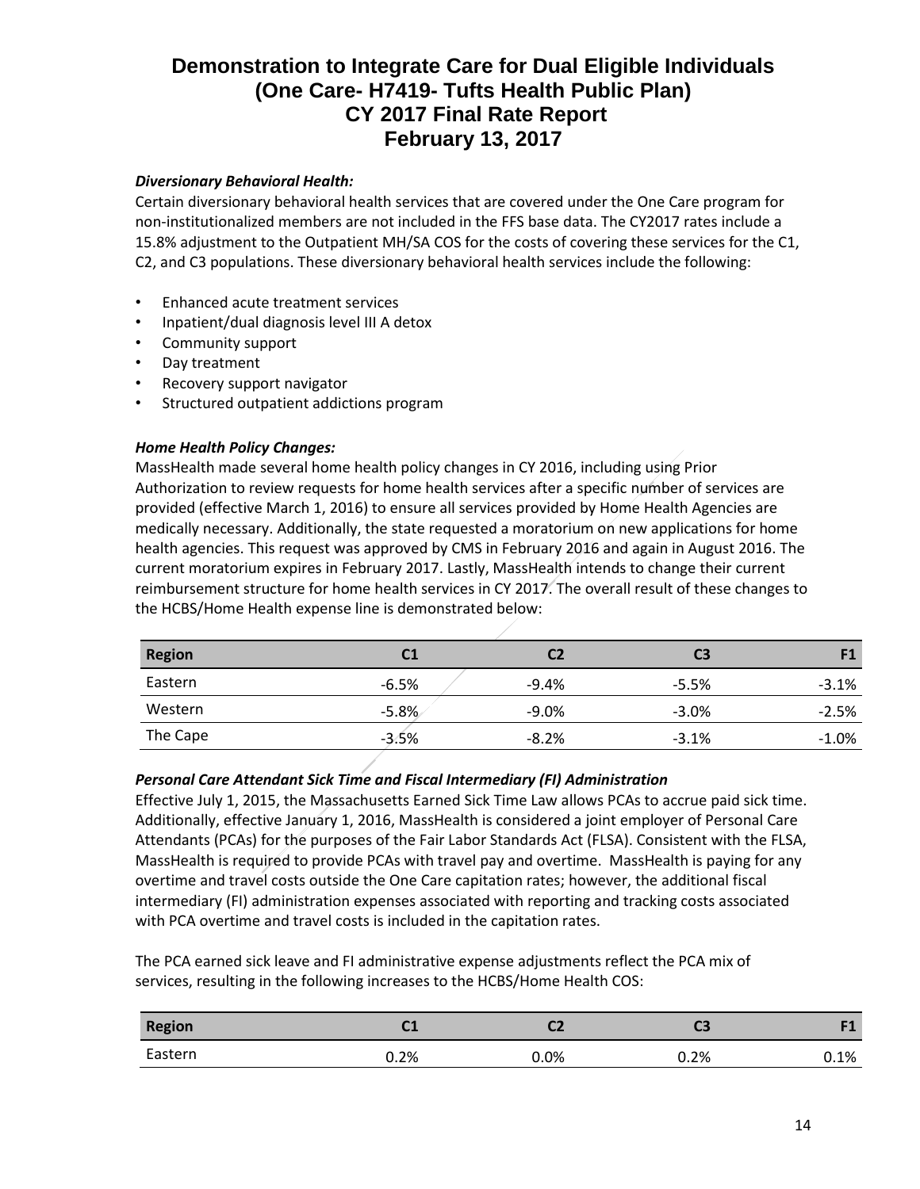# Demonstration to Integrate Care for Dual Eligible Individuals (One Care- H7419- Tufts Health Public Plan) CY 2017 Final Rate Report February 13, 2017

***Diversionary Behavioral Health:***

Certain diversionary behavioral health services that are covered under the One Care program for non-institutionalized members are not included in the FFS base data. The CY2017 rates include a 15.8% adjustment to the Outpatient MH/SA COS for the costs of covering these services for the C1, C2, and C3 populations. These diversionary behavioral health services include the following:

- Enhanced acute treatment services
- Inpatient/dual diagnosis level III A detox
- Community support
- Day treatment
- Recovery support navigator
- Structured outpatient addictions program

***Home Health Policy Changes:***

MassHealth made several home health policy changes in CY 2016, including using Prior Authorization to review requests for home health services after a specific number of services are provided (effective March 1, 2016) to ensure all services provided by Home Health Agencies are medically necessary. Additionally, the state requested a moratorium on new applications for home health agencies. This request was approved by CMS in February 2016 and again in August 2016. The current moratorium expires in February 2017. Lastly, MassHealth intends to change their current reimbursement structure for home health services in CY 2017. The overall result of these changes to the HCBS/Home Health expense line is demonstrated below:

| Region | C1 | C2 | C3 | F1 |
|---|---|---|---|---|
| Eastern | -6.5% | -9.4% | -5.5% | -3.1% |
| Western | -5.8% | -9.0% | -3.0% | -2.5% |
| The Cape | -3.5% | -8.2% | -3.1% | -1.0% |

***Personal Care Attendant Sick Time and Fiscal Intermediary (FI) Administration***

Effective July 1, 2015, the Massachusetts Earned Sick Time Law allows PCAs to accrue paid sick time. Additionally, effective January 1, 2016, MassHealth is considered a joint employer of Personal Care Attendants (PCAs) for the purposes of the Fair Labor Standards Act (FLSA). Consistent with the FLSA, MassHealth is required to provide PCAs with travel pay and overtime. MassHealth is paying for any overtime and travel costs outside the One Care capitation rates; however, the additional fiscal intermediary (FI) administration expenses associated with reporting and tracking costs associated with PCA overtime and travel costs is included in the capitation rates.

The PCA earned sick leave and FI administrative expense adjustments reflect the PCA mix of services, resulting in the following increases to the HCBS/Home Health COS:

| Region | C1 | C2 | C3 | F1 |
|---|---|---|---|---|
| Eastern | 0.2% | 0.0% | 0.2% | 0.1% |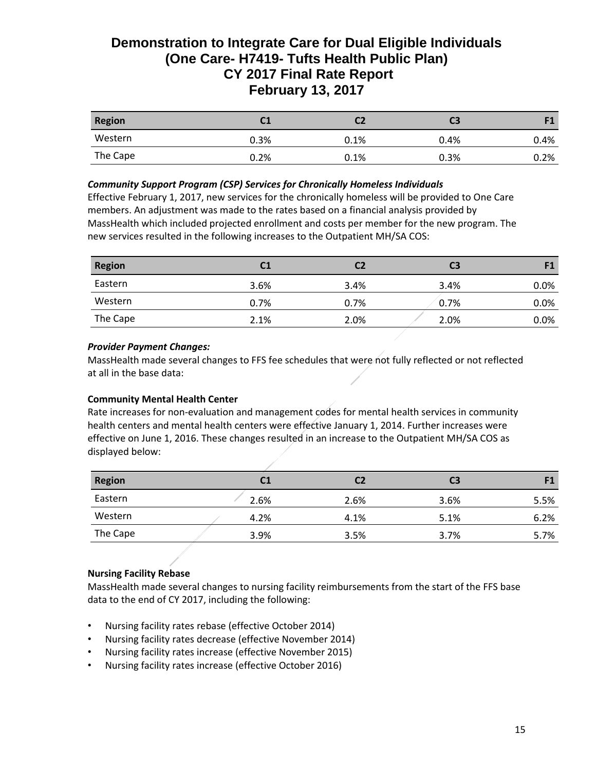# Demonstration to Integrate Care for Dual Eligible Individuals (One Care- H7419- Tufts Health Public Plan) CY 2017 Final Rate Report February 13, 2017

| Region | C1 | C2 | C3 | F1 |
|---|---|---|---|---|
| Western | 0.3% | 0.1% | 0.4% | 0.4% |
| The Cape | 0.2% | 0.1% | 0.3% | 0.2% |

***Community Support Program (CSP) Services for Chronically Homeless Individuals***

Effective February 1, 2017, new services for the chronically homeless will be provided to One Care members. An adjustment was made to the rates based on a financial analysis provided by MassHealth which included projected enrollment and costs per member for the new program. The new services resulted in the following increases to the Outpatient MH/SA COS:

| Region | C1 | C2 | C3 | F1 |
|---|---|---|---|---|
| Eastern | 3.6% | 3.4% | 3.4% | 0.0% |
| Western | 0.7% | 0.7% | 0.7% | 0.0% |
| The Cape | 2.1% | 2.0% | 2.0% | 0.0% |

***Provider Payment Changes:***

MassHealth made several changes to FFS fee schedules that were not fully reflected or not reflected at all in the base data:

**Community Mental Health Center**

Rate increases for non-evaluation and management codes for mental health services in community health centers and mental health centers were effective January 1, 2014. Further increases were effective on June 1, 2016. These changes resulted in an increase to the Outpatient MH/SA COS as displayed below:

| Region | C1 | C2 | C3 | F1 |
|---|---|---|---|---|
| Eastern | 2.6% | 2.6% | 3.6% | 5.5% |
| Western | 4.2% | 4.1% | 5.1% | 6.2% |
| The Cape | 3.9% | 3.5% | 3.7% | 5.7% |

**Nursing Facility Rebase**

MassHealth made several changes to nursing facility reimbursements from the start of the FFS base data to the end of CY 2017, including the following:

- Nursing facility rates rebase (effective October 2014)
- Nursing facility rates decrease (effective November 2014)
- Nursing facility rates increase (effective November 2015)
- Nursing facility rates increase (effective October 2016)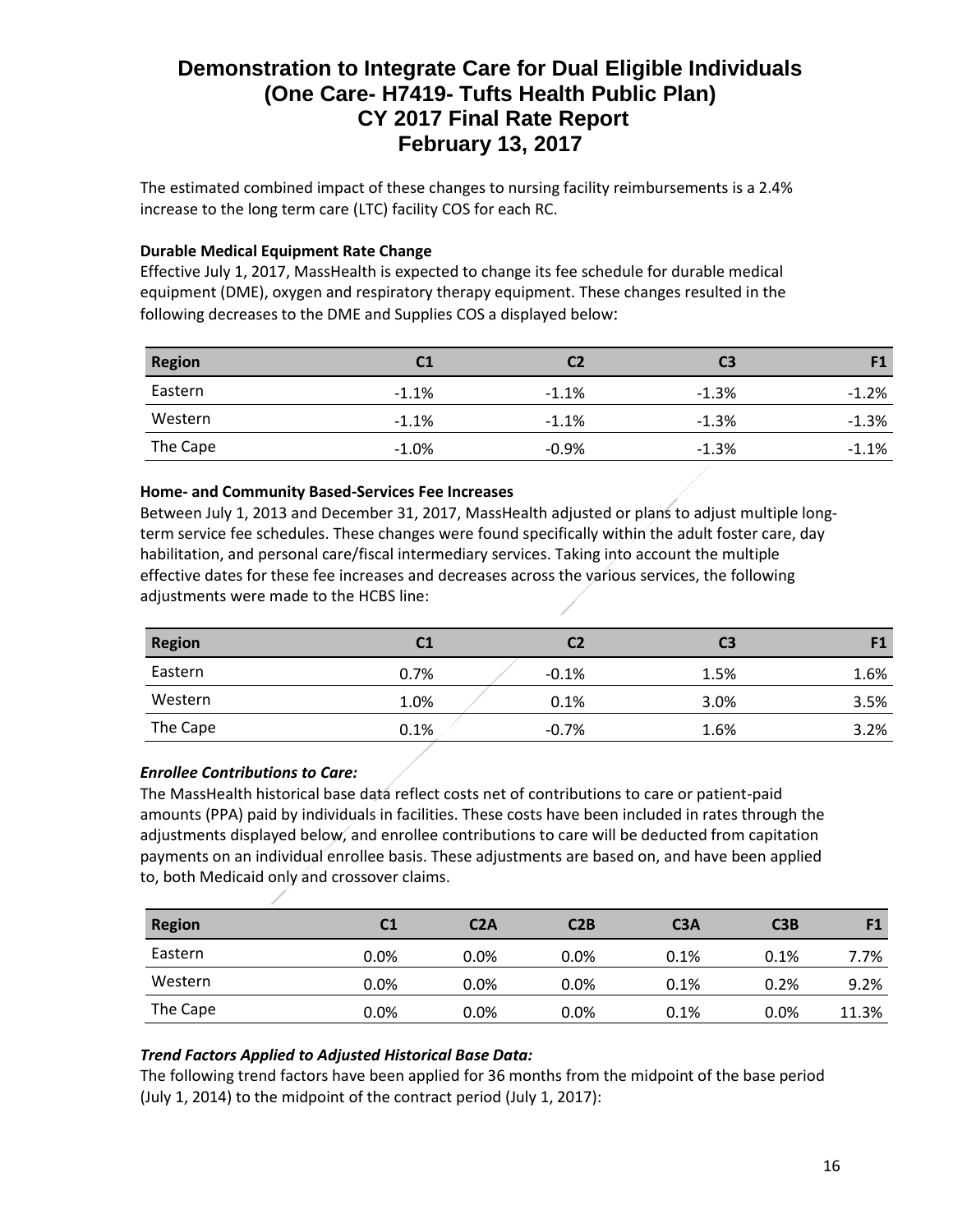The estimated combined impact of these changes to nursing facility reimbursements is a 2.4% increase to the long term care (LTC) facility COS for each RC.

**Durable Medical Equipment Rate Change**

Effective July 1, 2017, MassHealth is expected to change its fee schedule for durable medical equipment (DME), oxygen and respiratory therapy equipment. These changes resulted in the following decreases to the DME and Supplies COS a displayed below:

| Region | C1 | C2 | C3 | F1 |
|---|---|---|---|---|
| Eastern | -1.1% | -1.1% | -1.3% | -1.2% |
| Western | -1.1% | -1.1% | -1.3% | -1.3% |
| The Cape | -1.0% | -0.9% | -1.3% | -1.1% |

**Home- and Community Based-Services Fee Increases**

Between July 1, 2013 and December 31, 2017, MassHealth adjusted or plans to adjust multiple long-term service fee schedules. These changes were found specifically within the adult foster care, day habilitation, and personal care/fiscal intermediary services. Taking into account the multiple effective dates for these fee increases and decreases across the various services, the following adjustments were made to the HCBS line:

| Region | C1 | C2 | C3 | F1 |
|---|---|---|---|---|
| Eastern | 0.7% | -0.1% | 1.5% | 1.6% |
| Western | 1.0% | 0.1% | 3.0% | 3.5% |
| The Cape | 0.1% | -0.7% | 1.6% | 3.2% |

***Enrollee Contributions to Care:***

The MassHealth historical base data reflect costs net of contributions to care or patient-paid amounts (PPA) paid by individuals in facilities. These costs have been included in rates through the adjustments displayed below, and enrollee contributions to care will be deducted from capitation payments on an individual enrollee basis. These adjustments are based on, and have been applied to, both Medicaid only and crossover claims.

| Region | C1 | C2A | C2B | C3A | C3B | F1 |
|---|---|---|---|---|---|---|
| Eastern | 0.0% | 0.0% | 0.0% | 0.1% | 0.1% | 7.7% |
| Western | 0.0% | 0.0% | 0.0% | 0.1% | 0.2% | 9.2% |
| The Cape | 0.0% | 0.0% | 0.0% | 0.1% | 0.0% | 11.3% |

***Trend Factors Applied to Adjusted Historical Base Data:***

The following trend factors have been applied for 36 months from the midpoint of the base period (July 1, 2014) to the midpoint of the contract period (July 1, 2017):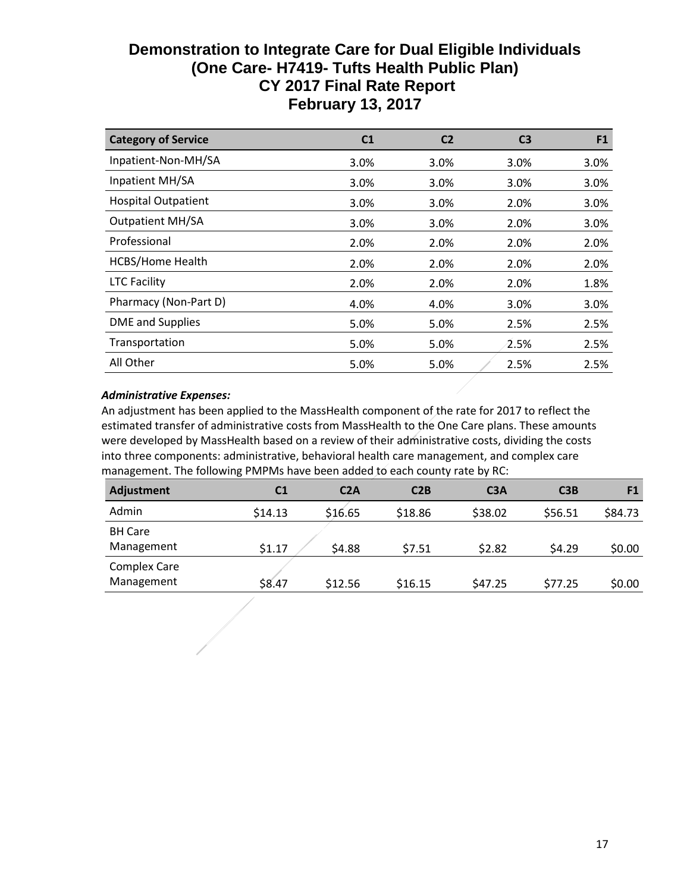# Demonstration to Integrate Care for Dual Eligible Individuals (One Care- H7419- Tufts Health Public Plan) CY 2017 Final Rate Report February 13, 2017

| Category of Service | C1 | C2 | C3 | F1 |
|---|---|---|---|---|
| Inpatient-Non-MH/SA | 3.0% | 3.0% | 3.0% | 3.0% |
| Inpatient MH/SA | 3.0% | 3.0% | 3.0% | 3.0% |
| Hospital Outpatient | 3.0% | 3.0% | 2.0% | 3.0% |
| Outpatient MH/SA | 3.0% | 3.0% | 2.0% | 3.0% |
| Professional | 2.0% | 2.0% | 2.0% | 2.0% |
| HCBS/Home Health | 2.0% | 2.0% | 2.0% | 2.0% |
| LTC Facility | 2.0% | 2.0% | 2.0% | 1.8% |
| Pharmacy (Non-Part D) | 4.0% | 4.0% | 3.0% | 3.0% |
| DME and Supplies | 5.0% | 5.0% | 2.5% | 2.5% |
| Transportation | 5.0% | 5.0% | 2.5% | 2.5% |
| All Other | 5.0% | 5.0% | 2.5% | 2.5% |

***Administrative Expenses:***

An adjustment has been applied to the MassHealth component of the rate for 2017 to reflect the estimated transfer of administrative costs from MassHealth to the One Care plans. These amounts were developed by MassHealth based on a review of their administrative costs, dividing the costs into three components: administrative, behavioral health care management, and complex care management. The following PMPMs have been added to each county rate by RC:

| Adjustment | C1 | C2A | C2B | C3A | C3B | F1 |
|---|---|---|---|---|---|---|
| Admin | $14.13 | $16.65 | $18.86 | $38.02 | $56.51 | $84.73 |
| BH Care Management | $1.17 | $4.88 | $7.51 | $2.82 | $4.29 | $0.00 |
| Complex Care Management | $8.47 | $12.56 | $16.15 | $47.25 | $77.25 | $0.00 |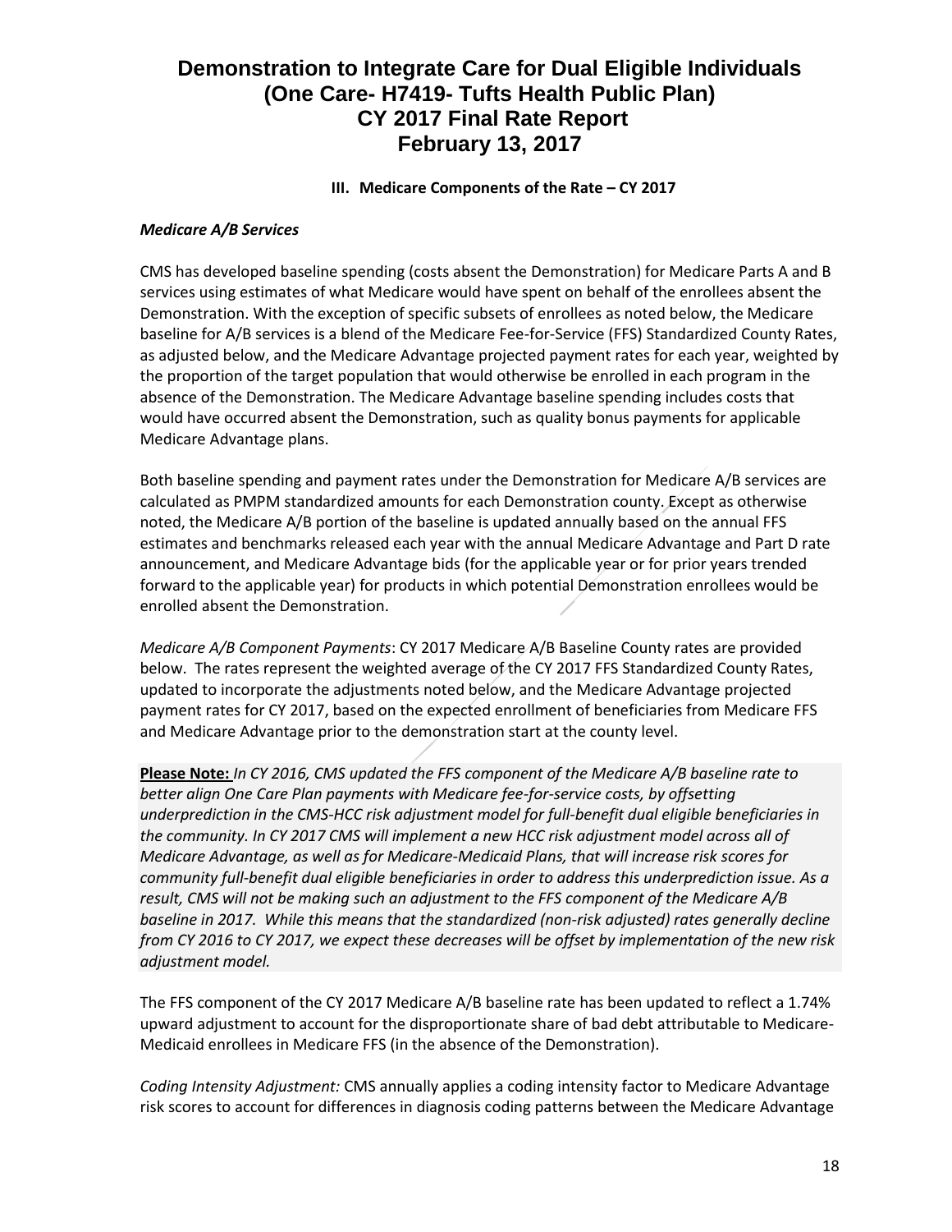### III. Medicare Components of the Rate – CY 2017

***Medicare A/B Services***

CMS has developed baseline spending (costs absent the Demonstration) for Medicare Parts A and B services using estimates of what Medicare would have spent on behalf of the enrollees absent the Demonstration. With the exception of specific subsets of enrollees as noted below, the Medicare baseline for A/B services is a blend of the Medicare Fee-for-Service (FFS) Standardized County Rates, as adjusted below, and the Medicare Advantage projected payment rates for each year, weighted by the proportion of the target population that would otherwise be enrolled in each program in the absence of the Demonstration. The Medicare Advantage baseline spending includes costs that would have occurred absent the Demonstration, such as quality bonus payments for applicable Medicare Advantage plans.

Both baseline spending and payment rates under the Demonstration for Medicare A/B services are calculated as PMPM standardized amounts for each Demonstration county. Except as otherwise noted, the Medicare A/B portion of the baseline is updated annually based on the annual FFS estimates and benchmarks released each year with the annual Medicare Advantage and Part D rate announcement, and Medicare Advantage bids (for the applicable year or for prior years trended forward to the applicable year) for products in which potential Demonstration enrollees would be enrolled absent the Demonstration.

*Medicare A/B Component Payments*: CY 2017 Medicare A/B Baseline County rates are provided below. The rates represent the weighted average of the CY 2017 FFS Standardized County Rates, updated to incorporate the adjustments noted below, and the Medicare Advantage projected payment rates for CY 2017, based on the expected enrollment of beneficiaries from Medicare FFS and Medicare Advantage prior to the demonstration start at the county level.

**Please Note:** *In CY 2016, CMS updated the FFS component of the Medicare A/B baseline rate to better align One Care Plan payments with Medicare fee-for-service costs, by offsetting underprediction in the CMS-HCC risk adjustment model for full-benefit dual eligible beneficiaries in the community. In CY 2017 CMS will implement a new HCC risk adjustment model across all of Medicare Advantage, as well as for Medicare-Medicaid Plans, that will increase risk scores for community full-benefit dual eligible beneficiaries in order to address this underprediction issue. As a result, CMS will not be making such an adjustment to the FFS component of the Medicare A/B baseline in 2017. While this means that the standardized (non-risk adjusted) rates generally decline from CY 2016 to CY 2017, we expect these decreases will be offset by implementation of the new risk adjustment model.*

The FFS component of the CY 2017 Medicare A/B baseline rate has been updated to reflect a 1.74% upward adjustment to account for the disproportionate share of bad debt attributable to Medicare-Medicaid enrollees in Medicare FFS (in the absence of the Demonstration).

*Coding Intensity Adjustment:* CMS annually applies a coding intensity factor to Medicare Advantage risk scores to account for differences in diagnosis coding patterns between the Medicare Advantage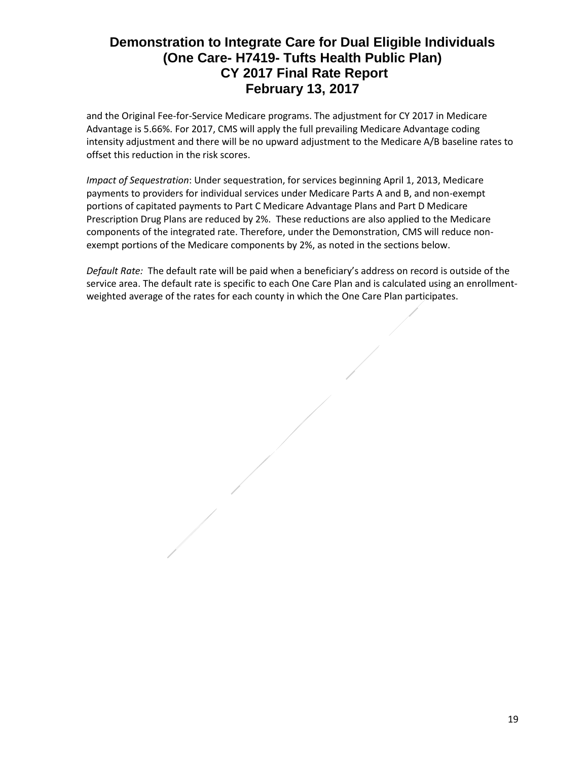and the Original Fee-for-Service Medicare programs. The adjustment for CY 2017 in Medicare Advantage is 5.66%. For 2017, CMS will apply the full prevailing Medicare Advantage coding intensity adjustment and there will be no upward adjustment to the Medicare A/B baseline rates to offset this reduction in the risk scores.

*Impact of Sequestration*: Under sequestration, for services beginning April 1, 2013, Medicare payments to providers for individual services under Medicare Parts A and B, and non-exempt portions of capitated payments to Part C Medicare Advantage Plans and Part D Medicare Prescription Drug Plans are reduced by 2%. These reductions are also applied to the Medicare components of the integrated rate. Therefore, under the Demonstration, CMS will reduce non-exempt portions of the Medicare components by 2%, as noted in the sections below.

*Default Rate:* The default rate will be paid when a beneficiary's address on record is outside of the service area. The default rate is specific to each One Care Plan and is calculated using an enrollment-weighted average of the rates for each county in which the One Care Plan participates.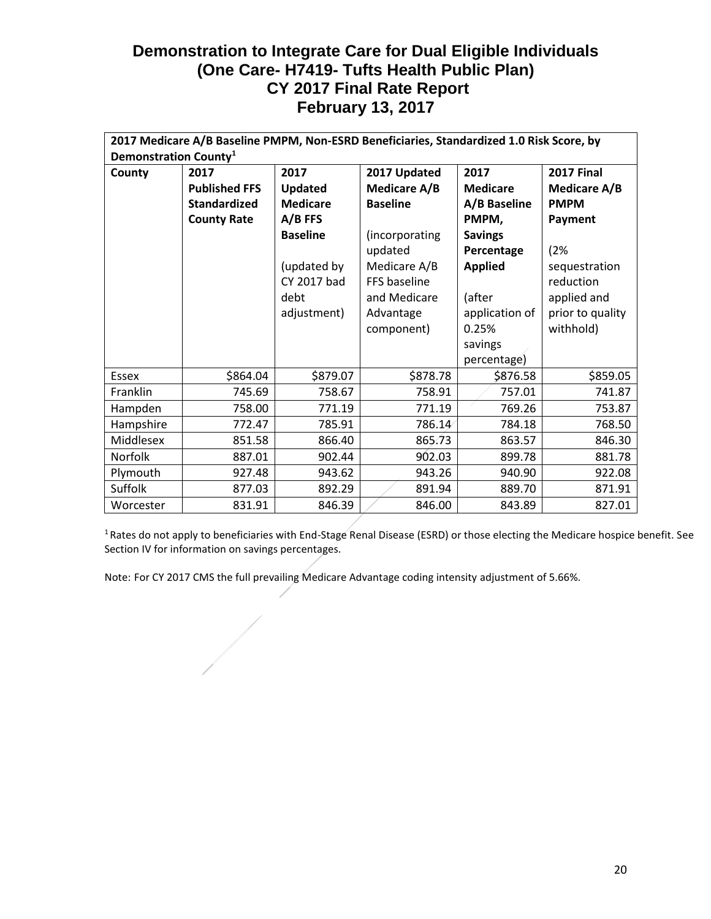# Demonstration to Integrate Care for Dual Eligible Individuals (One Care- H7419- Tufts Health Public Plan) CY 2017 Final Rate Report February 13, 2017

| 2017 Medicare A/B Baseline PMPM, Non-ESRD Beneficiaries, Standardized 1.0 Risk Score, by Demonstration County[1] | | | | | |
|---|---|---|---|---|---|
| **County** | **2017 Published FFS Standardized County Rate** | **2017 Updated Medicare A/B FFS Baseline** (updated by CY 2017 bad debt adjustment) | **2017 Updated Medicare A/B Baseline** (incorporating updated Medicare A/B FFS baseline and Medicare Advantage component) | **2017 Medicare A/B Baseline PMPM, Savings Percentage Applied** (after application of 0.25% savings percentage) | **2017 Final Medicare A/B PMPM Payment** (2% sequestration reduction applied and prior to quality withhold) |
| Essex | $864.04 | $879.07 | $878.78 | $876.58 | $859.05 |
| Franklin | 745.69 | 758.67 | 758.91 | 757.01 | 741.87 |
| Hampden | 758.00 | 771.19 | 771.19 | 769.26 | 753.87 |
| Hampshire | 772.47 | 785.91 | 786.14 | 784.18 | 768.50 |
| Middlesex | 851.58 | 866.40 | 865.73 | 863.57 | 846.30 |
| Norfolk | 887.01 | 902.44 | 902.03 | 899.78 | 881.78 |
| Plymouth | 927.48 | 943.62 | 943.26 | 940.90 | 922.08 |
| Suffolk | 877.03 | 892.29 | 891.94 | 889.70 | 871.91 |
| Worcester | 831.91 | 846.39 | 846.00 | 843.89 | 827.01 |

[1] Rates do not apply to beneficiaries with End-Stage Renal Disease (ESRD) or those electing the Medicare hospice benefit. See Section IV for information on savings percentages.

Note: For CY 2017 CMS the full prevailing Medicare Advantage coding intensity adjustment of 5.66%.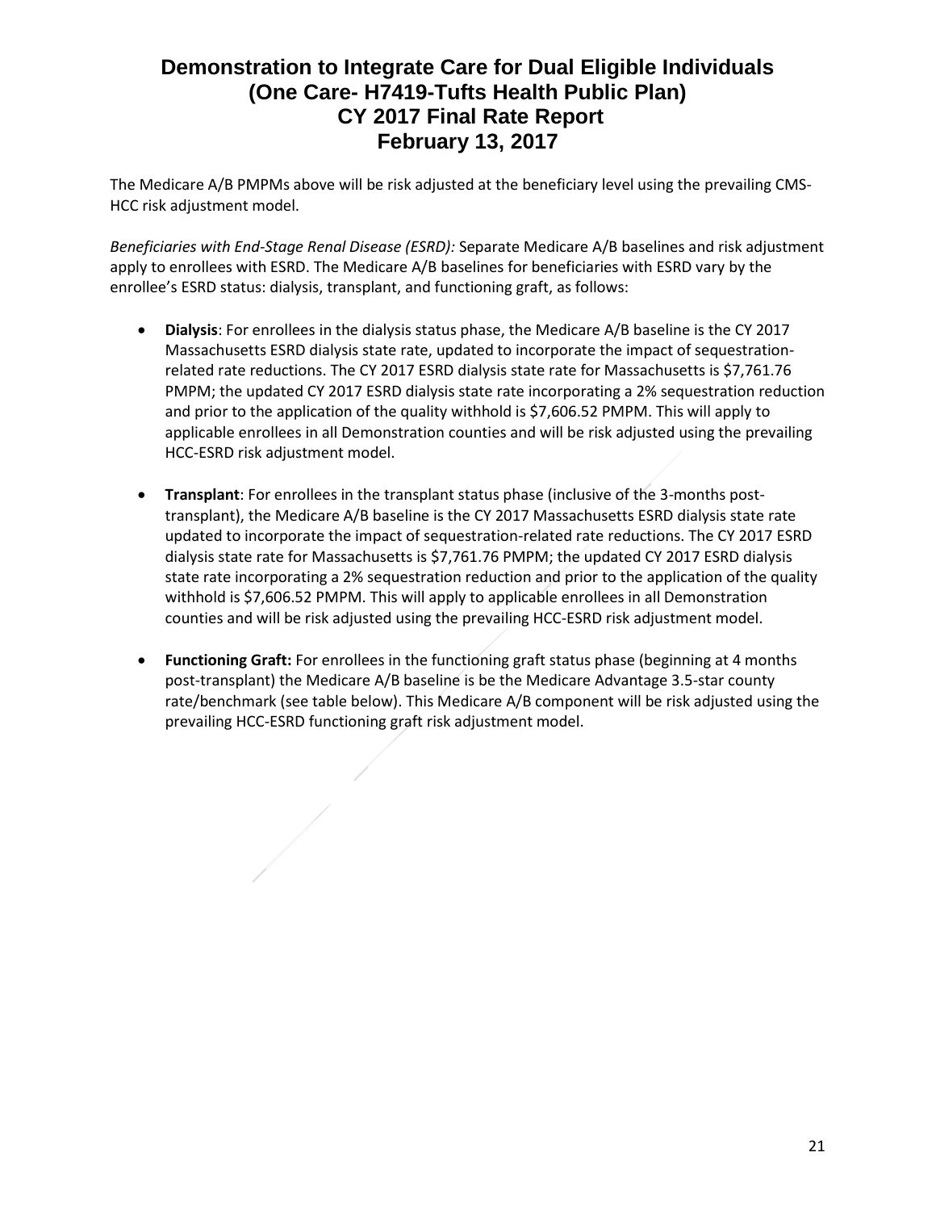The Medicare A/B PMPMs above will be risk adjusted at the beneficiary level using the prevailing CMS-HCC risk adjustment model.

*Beneficiaries with End-Stage Renal Disease (ESRD):* Separate Medicare A/B baselines and risk adjustment apply to enrollees with ESRD. The Medicare A/B baselines for beneficiaries with ESRD vary by the enrollee's ESRD status: dialysis, transplant, and functioning graft, as follows:

- **Dialysis**: For enrollees in the dialysis status phase, the Medicare A/B baseline is the CY 2017 Massachusetts ESRD dialysis state rate, updated to incorporate the impact of sequestration-related rate reductions. The CY 2017 ESRD dialysis state rate for Massachusetts is $7,761.76 PMPM; the updated CY 2017 ESRD dialysis state rate incorporating a 2% sequestration reduction and prior to the application of the quality withhold is $7,606.52 PMPM. This will apply to applicable enrollees in all Demonstration counties and will be risk adjusted using the prevailing HCC-ESRD risk adjustment model.

- **Transplant**: For enrollees in the transplant status phase (inclusive of the 3-months post-transplant), the Medicare A/B baseline is the CY 2017 Massachusetts ESRD dialysis state rate updated to incorporate the impact of sequestration-related rate reductions. The CY 2017 ESRD dialysis state rate for Massachusetts is $7,761.76 PMPM; the updated CY 2017 ESRD dialysis state rate incorporating a 2% sequestration reduction and prior to the application of the quality withhold is $7,606.52 PMPM. This will apply to applicable enrollees in all Demonstration counties and will be risk adjusted using the prevailing HCC-ESRD risk adjustment model.

- **Functioning Graft:** For enrollees in the functioning graft status phase (beginning at 4 months post-transplant) the Medicare A/B baseline is be the Medicare Advantage 3.5-star county rate/benchmark (see table below). This Medicare A/B component will be risk adjusted using the prevailing HCC-ESRD functioning graft risk adjustment model.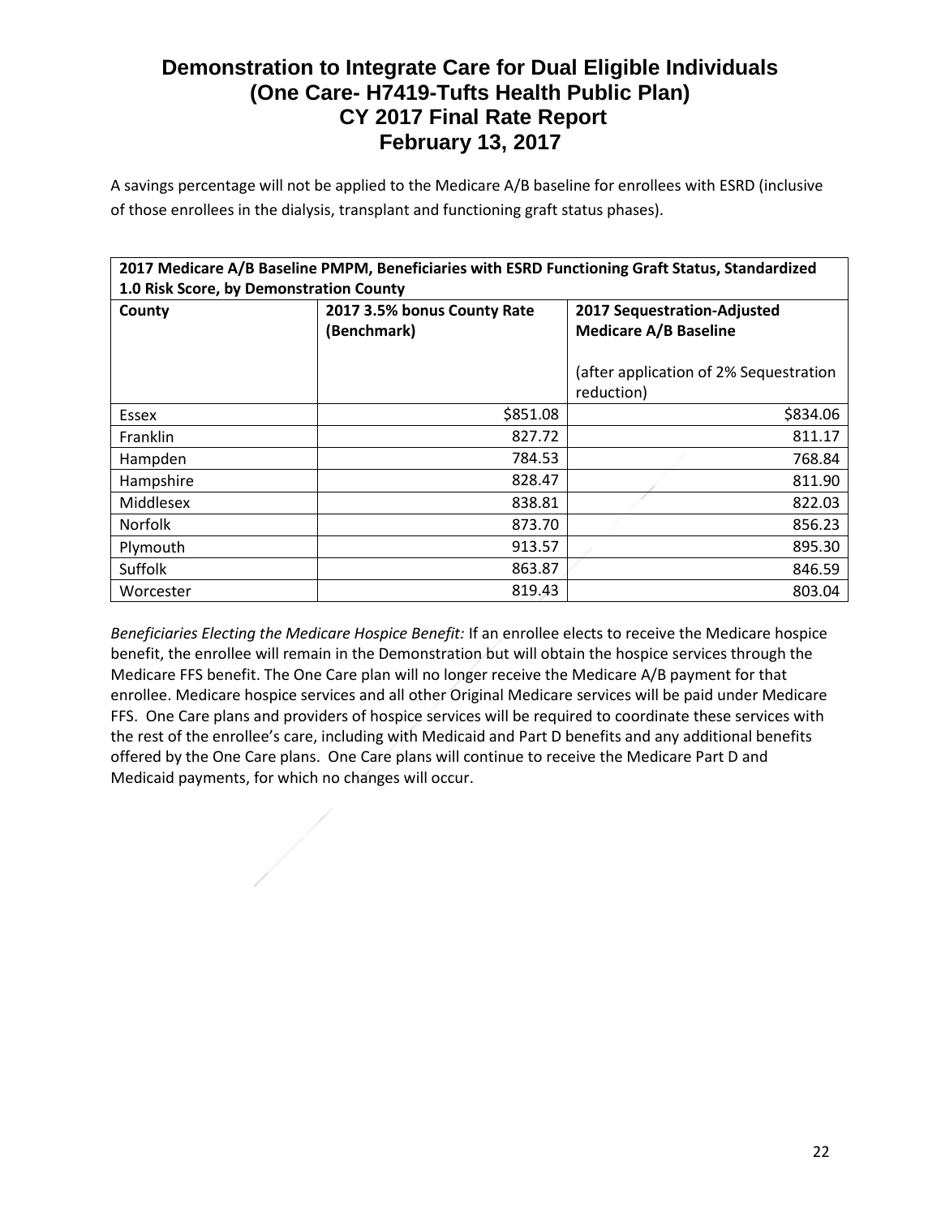# Demonstration to Integrate Care for Dual Eligible Individuals (One Care- H7419-Tufts Health Public Plan) CY 2017 Final Rate Report February 13, 2017

A savings percentage will not be applied to the Medicare A/B baseline for enrollees with ESRD (inclusive of those enrollees in the dialysis, transplant and functioning graft status phases).

| **2017 Medicare A/B Baseline PMPM, Beneficiaries with ESRD Functioning Graft Status, Standardized 1.0 Risk Score, by Demonstration County** | | |
|---|---|---|
| **County** | **2017 3.5% bonus County Rate (Benchmark)** | **2017 Sequestration-Adjusted Medicare A/B Baseline**<br><br>(after application of 2% Sequestration reduction) |
| Essex | $851.08 | $834.06 |
| Franklin | 827.72 | 811.17 |
| Hampden | 784.53 | 768.84 |
| Hampshire | 828.47 | 811.90 |
| Middlesex | 838.81 | 822.03 |
| Norfolk | 873.70 | 856.23 |
| Plymouth | 913.57 | 895.30 |
| Suffolk | 863.87 | 846.59 |
| Worcester | 819.43 | 803.04 |

*Beneficiaries Electing the Medicare Hospice Benefit:* If an enrollee elects to receive the Medicare hospice benefit, the enrollee will remain in the Demonstration but will obtain the hospice services through the Medicare FFS benefit. The One Care plan will no longer receive the Medicare A/B payment for that enrollee. Medicare hospice services and all other Original Medicare services will be paid under Medicare FFS. One Care plans and providers of hospice services will be required to coordinate these services with the rest of the enrollee's care, including with Medicaid and Part D benefits and any additional benefits offered by the One Care plans. One Care plans will continue to receive the Medicare Part D and Medicaid payments, for which no changes will occur.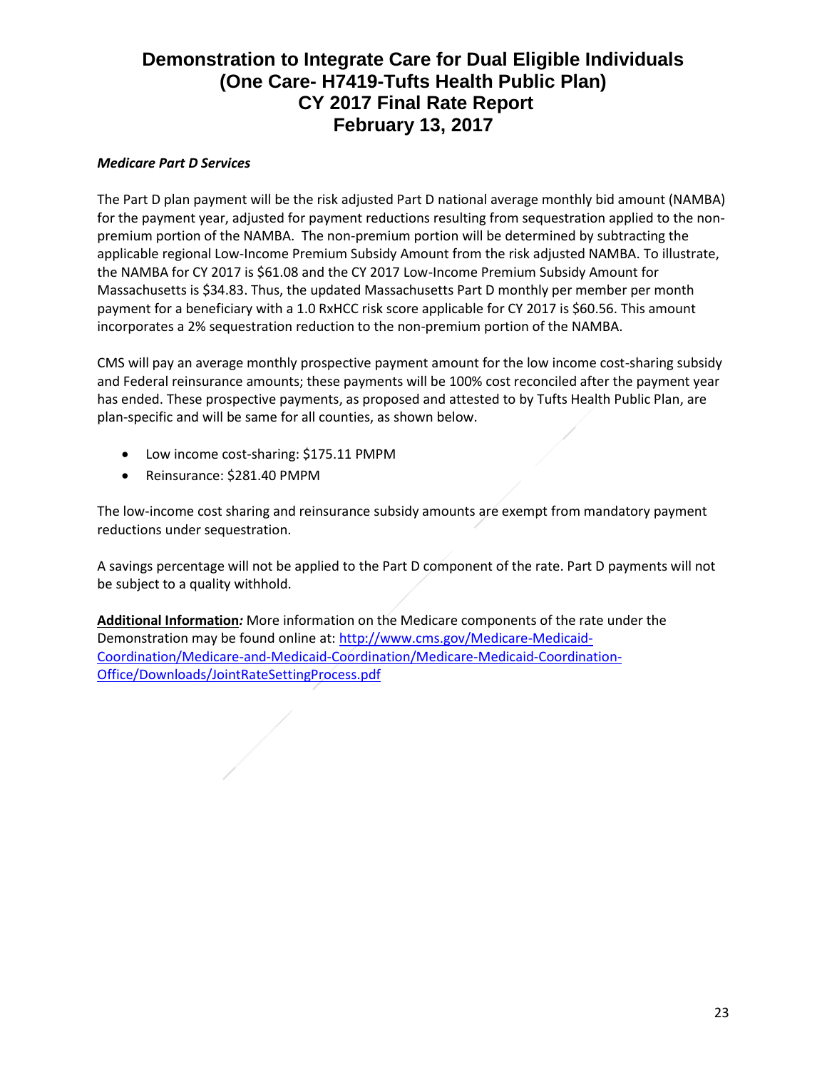*Medicare Part D Services*

The Part D plan payment will be the risk adjusted Part D national average monthly bid amount (NAMBA) for the payment year, adjusted for payment reductions resulting from sequestration applied to the non-premium portion of the NAMBA. The non-premium portion will be determined by subtracting the applicable regional Low-Income Premium Subsidy Amount from the risk adjusted NAMBA. To illustrate, the NAMBA for CY 2017 is $61.08 and the CY 2017 Low-Income Premium Subsidy Amount for Massachusetts is $34.83. Thus, the updated Massachusetts Part D monthly per member per month payment for a beneficiary with a 1.0 RxHCC risk score applicable for CY 2017 is $60.56. This amount incorporates a 2% sequestration reduction to the non-premium portion of the NAMBA.

CMS will pay an average monthly prospective payment amount for the low income cost-sharing subsidy and Federal reinsurance amounts; these payments will be 100% cost reconciled after the payment year has ended. These prospective payments, as proposed and attested to by Tufts Health Public Plan, are plan-specific and will be same for all counties, as shown below.

- Low income cost-sharing: $175.11 PMPM
- Reinsurance: $281.40 PMPM

The low-income cost sharing and reinsurance subsidy amounts are exempt from mandatory payment reductions under sequestration.

A savings percentage will not be applied to the Part D component of the rate. Part D payments will not be subject to a quality withhold.

**Additional Information***:* More information on the Medicare components of the rate under the Demonstration may be found online at: http://www.cms.gov/Medicare-Medicaid-Coordination/Medicare-and-Medicaid-Coordination/Medicare-Medicaid-Coordination-Office/Downloads/JointRateSettingProcess.pdf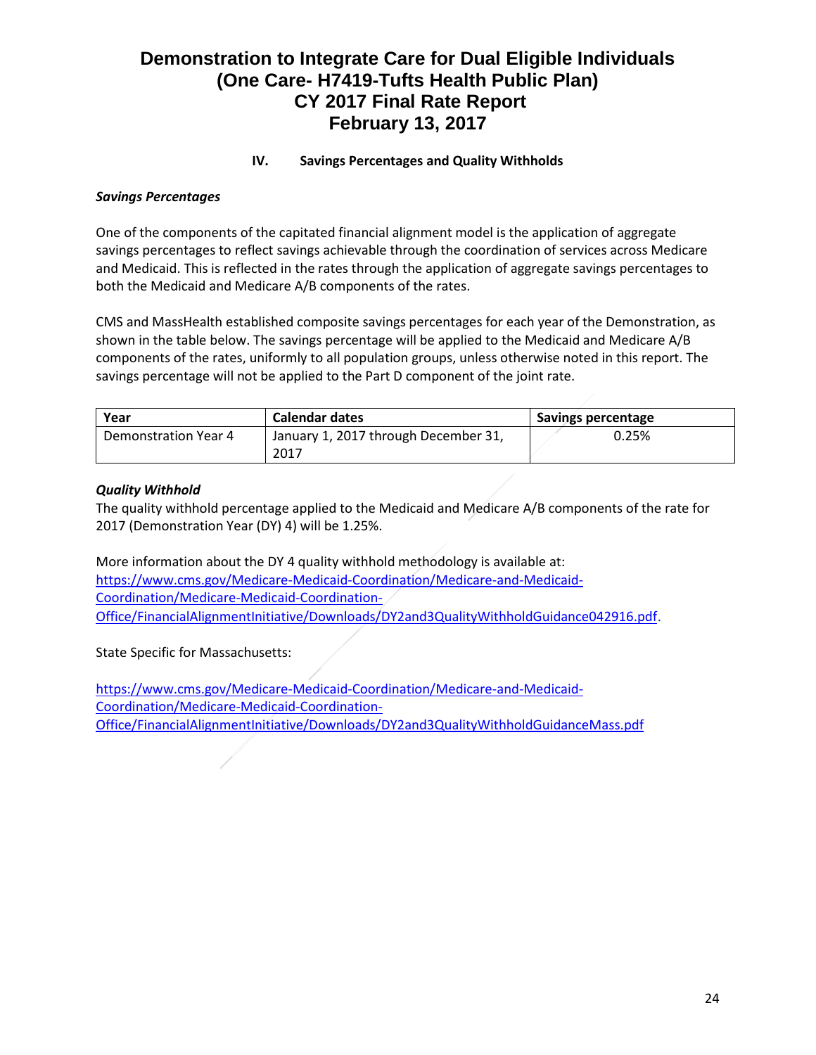# Demonstration to Integrate Care for Dual Eligible Individuals (One Care- H7419-Tufts Health Public Plan) CY 2017 Final Rate Report February 13, 2017

## IV. Savings Percentages and Quality Withholds

### *Savings Percentages*

One of the components of the capitated financial alignment model is the application of aggregate savings percentages to reflect savings achievable through the coordination of services across Medicare and Medicaid. This is reflected in the rates through the application of aggregate savings percentages to both the Medicaid and Medicare A/B components of the rates.

CMS and MassHealth established composite savings percentages for each year of the Demonstration, as shown in the table below. The savings percentage will be applied to the Medicaid and Medicare A/B components of the rates, uniformly to all population groups, unless otherwise noted in this report. The savings percentage will not be applied to the Part D component of the joint rate.

| Year | Calendar dates | Savings percentage |
|---|---|---|
| Demonstration Year 4 | January 1, 2017 through December 31, 2017 | 0.25% |

### *Quality Withhold*

The quality withhold percentage applied to the Medicaid and Medicare A/B components of the rate for 2017 (Demonstration Year (DY) 4) will be 1.25%.

More information about the DY 4 quality withhold methodology is available at: https://www.cms.gov/Medicare-Medicaid-Coordination/Medicare-and-Medicaid-Coordination/Medicare-Medicaid-Coordination-Office/FinancialAlignmentInitiative/Downloads/DY2and3QualityWithholdGuidance042916.pdf.

State Specific for Massachusetts:

https://www.cms.gov/Medicare-Medicaid-Coordination/Medicare-and-Medicaid-Coordination/Medicare-Medicaid-Coordination-Office/FinancialAlignmentInitiative/Downloads/DY2and3QualityWithholdGuidanceMass.pdf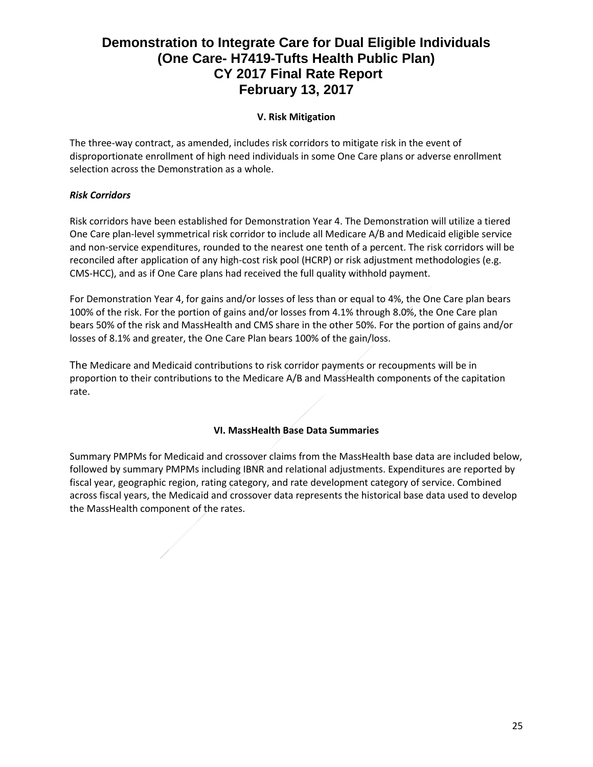## V. Risk Mitigation

The three-way contract, as amended, includes risk corridors to mitigate risk in the event of disproportionate enrollment of high need individuals in some One Care plans or adverse enrollment selection across the Demonstration as a whole.

***Risk Corridors***

Risk corridors have been established for Demonstration Year 4. The Demonstration will utilize a tiered One Care plan-level symmetrical risk corridor to include all Medicare A/B and Medicaid eligible service and non-service expenditures, rounded to the nearest one tenth of a percent. The risk corridors will be reconciled after application of any high-cost risk pool (HCRP) or risk adjustment methodologies (e.g. CMS-HCC), and as if One Care plans had received the full quality withhold payment.

For Demonstration Year 4, for gains and/or losses of less than or equal to 4%, the One Care plan bears 100% of the risk. For the portion of gains and/or losses from 4.1% through 8.0%, the One Care plan bears 50% of the risk and MassHealth and CMS share in the other 50%. For the portion of gains and/or losses of 8.1% and greater, the One Care Plan bears 100% of the gain/loss.

The Medicare and Medicaid contributions to risk corridor payments or recoupments will be in proportion to their contributions to the Medicare A/B and MassHealth components of the capitation rate.

## VI. MassHealth Base Data Summaries

Summary PMPMs for Medicaid and crossover claims from the MassHealth base data are included below, followed by summary PMPMs including IBNR and relational adjustments. Expenditures are reported by fiscal year, geographic region, rating category, and rate development category of service. Combined across fiscal years, the Medicaid and crossover data represents the historical base data used to develop the MassHealth component of the rates.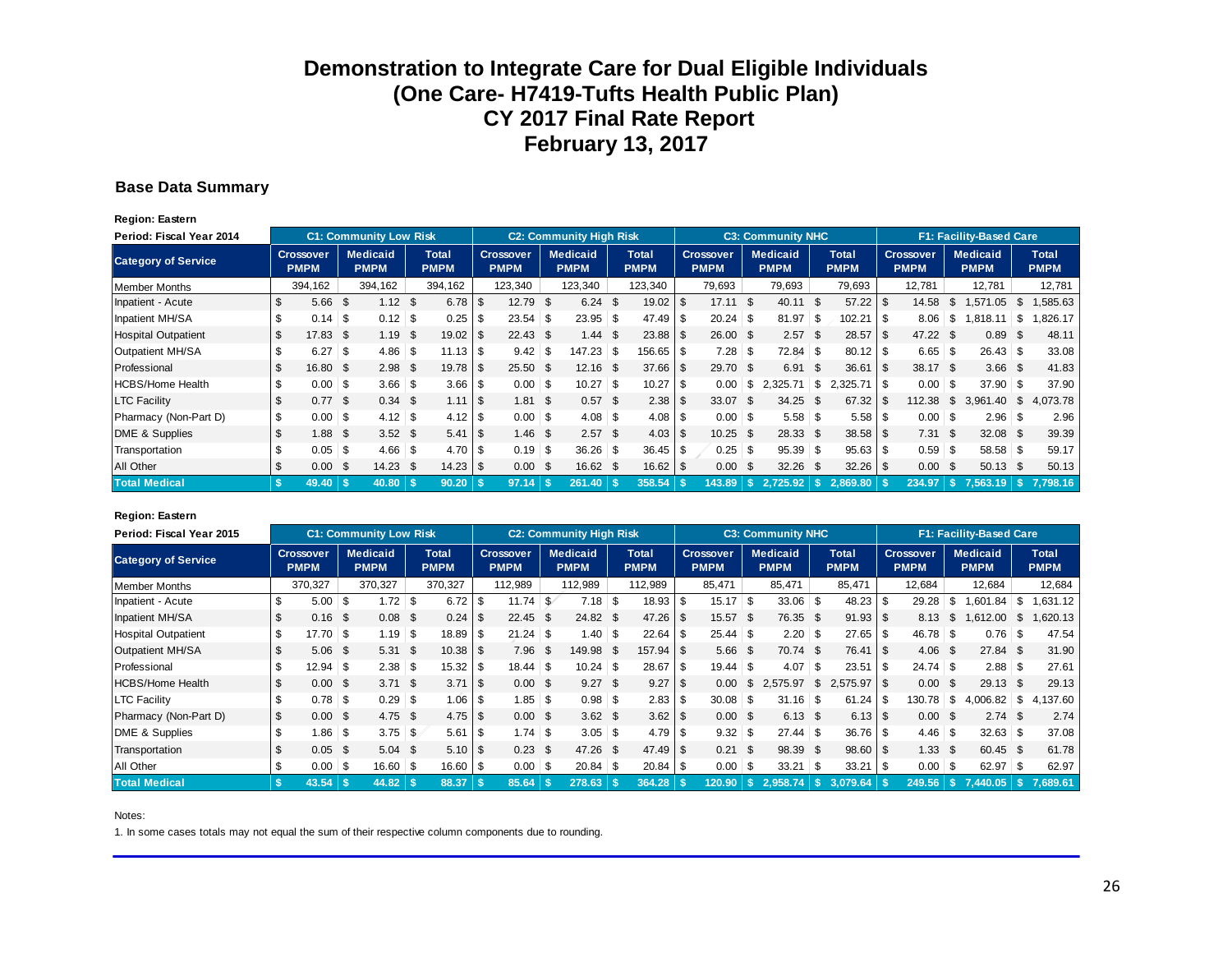# Demonstration to Integrate Care for Dual Eligible Individuals
# (One Care- H7419-Tufts Health Public Plan)
# CY 2017 Final Rate Report
# February 13, 2017

### Base Data Summary

**Region: Eastern**

| Period: Fiscal Year 2014 | C1: Community Low Risk | | | C2: Community High Risk | | | C3: Community NHC | | | F1: Facility-Based Care | | |
|---|---|---|---|---|---|---|---|---|---|---|---|---|
| **Category of Service** | **Crossover PMPM** | **Medicaid PMPM** | **Total PMPM** | **Crossover PMPM** | **Medicaid PMPM** | **Total PMPM** | **Crossover PMPM** | **Medicaid PMPM** | **Total PMPM** | **Crossover PMPM** | **Medicaid PMPM** | **Total PMPM** |
| Member Months | 394,162 | 394,162 | 394,162 | 123,340 | 123,340 | 123,340 | 79,693 | 79,693 | 79,693 | 12,781 | 12,781 | 12,781 |
| Inpatient - Acute | $ 5.66 | $ 1.12 | $ 6.78 | $ 12.79 | $ 6.24 | $ 19.02 | $ 17.11 | $ 40.11 | $ 57.22 | $ 14.58 | $ 1,571.05 | $ 1,585.63 |
| Inpatient MH/SA | $ 0.14 | $ 0.12 | $ 0.25 | $ 23.54 | $ 23.95 | $ 47.49 | $ 20.24 | $ 81.97 | $ 102.21 | $ 8.06 | $ 1,818.11 | $ 1,826.17 |
| Hospital Outpatient | $ 17.83 | $ 1.19 | $ 19.02 | $ 22.43 | $ 1.44 | $ 23.88 | $ 26.00 | $ 2.57 | $ 28.57 | $ 47.22 | $ 0.89 | $ 48.11 |
| Outpatient MH/SA | $ 6.27 | $ 4.86 | $ 11.13 | $ 9.42 | $ 147.23 | $ 156.65 | $ 7.28 | $ 72.84 | $ 80.12 | $ 6.65 | $ 26.43 | $ 33.08 |
| Professional | $ 16.80 | $ 2.98 | $ 19.78 | $ 25.50 | $ 12.16 | $ 37.66 | $ 29.70 | $ 6.91 | $ 36.61 | $ 38.17 | $ 3.66 | $ 41.83 |
| HCBS/Home Health | $ 0.00 | $ 3.66 | $ 3.66 | $ 0.00 | $ 10.27 | $ 10.27 | $ 0.00 | $ 2,325.71 | $ 2,325.71 | $ 0.00 | $ 37.90 | $ 37.90 |
| LTC Facility | $ 0.77 | $ 0.34 | $ 1.11 | $ 1.81 | $ 0.57 | $ 2.38 | $ 33.07 | $ 34.25 | $ 67.32 | $ 112.38 | $ 3,961.40 | $ 4,073.78 |
| Pharmacy (Non-Part D) | $ 0.00 | $ 4.12 | $ 4.12 | $ 0.00 | $ 4.08 | $ 4.08 | $ 0.00 | $ 5.58 | $ 5.58 | $ 0.00 | $ 2.96 | $ 2.96 |
| DME & Supplies | $ 1.88 | $ 3.52 | $ 5.41 | $ 1.46 | $ 2.57 | $ 4.03 | $ 10.25 | $ 28.33 | $ 38.58 | $ 7.31 | $ 32.08 | $ 39.39 |
| Transportation | $ 0.05 | $ 4.66 | $ 4.70 | $ 0.19 | $ 36.26 | $ 36.45 | $ 0.25 | $ 95.39 | $ 95.63 | $ 0.59 | $ 58.58 | $ 59.17 |
| All Other | $ 0.00 | $ 14.23 | $ 14.23 | $ 0.00 | $ 16.62 | $ 16.62 | $ 0.00 | $ 32.26 | $ 32.26 | $ 0.00 | $ 50.13 | $ 50.13 |
| **Total Medical** | **$ 49.40** | **$ 40.80** | **$ 90.20** | **$ 97.14** | **$ 261.40** | **$ 358.54** | **$ 143.89** | **$ 2,725.92** | **$ 2,869.80** | **$ 234.97** | **$ 7,563.19** | **$ 7,798.16** |

**Region: Eastern**

| Period: Fiscal Year 2015 | C1: Community Low Risk | | | C2: Community High Risk | | | C3: Community NHC | | | F1: Facility-Based Care | | |
|---|---|---|---|---|---|---|---|---|---|---|---|---|
| **Category of Service** | **Crossover PMPM** | **Medicaid PMPM** | **Total PMPM** | **Crossover PMPM** | **Medicaid PMPM** | **Total PMPM** | **Crossover PMPM** | **Medicaid PMPM** | **Total PMPM** | **Crossover PMPM** | **Medicaid PMPM** | **Total PMPM** |
| Member Months | 370,327 | 370,327 | 370,327 | 112,989 | 112,989 | 112,989 | 85,471 | 85,471 | 85,471 | 12,684 | 12,684 | 12,684 |
| Inpatient - Acute | $ 5.00 | $ 1.72 | $ 6.72 | $ 11.74 | $ 7.18 | $ 18.93 | $ 15.17 | $ 33.06 | $ 48.23 | $ 29.28 | $ 1,601.84 | $ 1,631.12 |
| Inpatient MH/SA | $ 0.16 | $ 0.08 | $ 0.24 | $ 22.45 | $ 24.82 | $ 47.26 | $ 15.57 | $ 76.35 | $ 91.93 | $ 8.13 | $ 1,612.00 | $ 1,620.13 |
| Hospital Outpatient | $ 17.70 | $ 1.19 | $ 18.89 | $ 21.24 | $ 1.40 | $ 22.64 | $ 25.44 | $ 2.20 | $ 27.65 | $ 46.78 | $ 0.76 | $ 47.54 |
| Outpatient MH/SA | $ 5.06 | $ 5.31 | $ 10.38 | $ 7.96 | $ 149.98 | $ 157.94 | $ 5.66 | $ 70.74 | $ 76.41 | $ 4.06 | $ 27.84 | $ 31.90 |
| Professional | $ 12.94 | $ 2.38 | $ 15.32 | $ 18.44 | $ 10.24 | $ 28.67 | $ 19.44 | $ 4.07 | $ 23.51 | $ 24.74 | $ 2.88 | $ 27.61 |
| HCBS/Home Health | $ 0.00 | $ 3.71 | $ 3.71 | $ 0.00 | $ 9.27 | $ 9.27 | $ 0.00 | $ 2,575.97 | $ 2,575.97 | $ 0.00 | $ 29.13 | $ 29.13 |
| LTC Facility | $ 0.78 | $ 0.29 | $ 1.06 | $ 1.85 | $ 0.98 | $ 2.83 | $ 30.08 | $ 31.16 | $ 61.24 | $ 130.78 | $ 4,006.82 | $ 4,137.60 |
| Pharmacy (Non-Part D) | $ 0.00 | $ 4.75 | $ 4.75 | $ 0.00 | $ 3.62 | $ 3.62 | $ 0.00 | $ 6.13 | $ 6.13 | $ 0.00 | $ 2.74 | $ 2.74 |
| DME & Supplies | $ 1.86 | $ 3.75 | $ 5.61 | $ 1.74 | $ 3.05 | $ 4.79 | $ 9.32 | $ 27.44 | $ 36.76 | $ 4.46 | $ 32.63 | $ 37.08 |
| Transportation | $ 0.05 | $ 5.04 | $ 5.10 | $ 0.23 | $ 47.26 | $ 47.49 | $ 0.21 | $ 98.39 | $ 98.60 | $ 1.33 | $ 60.45 | $ 61.78 |
| All Other | $ 0.00 | $ 16.60 | $ 16.60 | $ 0.00 | $ 20.84 | $ 20.84 | $ 0.00 | $ 33.21 | $ 33.21 | $ 0.00 | $ 62.97 | $ 62.97 |
| **Total Medical** | **$ 43.54** | **$ 44.82** | **$ 88.37** | **$ 85.64** | **$ 278.63** | **$ 364.28** | **$ 120.90** | **$ 2,958.74** | **$ 3,079.64** | **$ 249.56** | **$ 7,440.05** | **$ 7,689.61** |

Notes:

1. In some cases totals may not equal the sum of their respective column components due to rounding.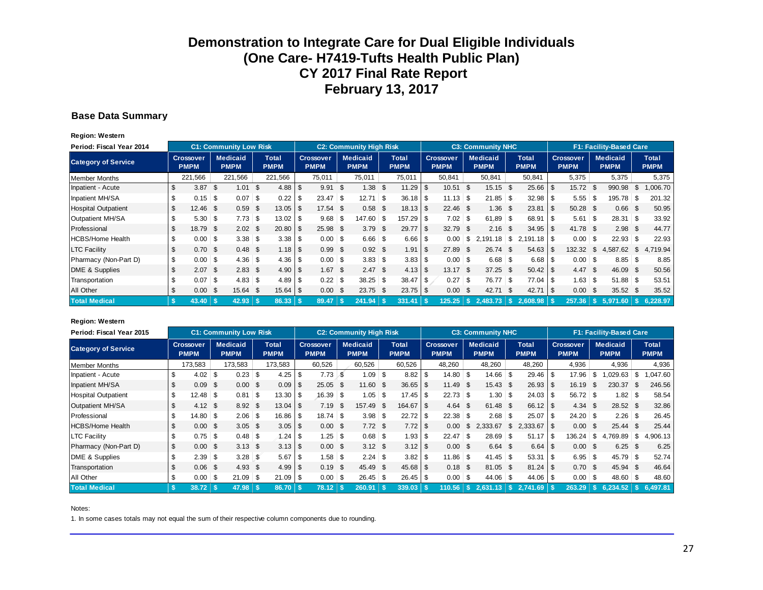# Demonstration to Integrate Care for Dual Eligible Individuals
# (One Care- H7419-Tufts Health Public Plan)
# CY 2017 Final Rate Report
# February 13, 2017

## Base Data Summary

**Region: Western**

| Period: Fiscal Year 2014 | C1: Community Low Risk | | | C2: Community High Risk | | | C3: Community NHC | | | F1: Facility-Based Care | | |
|---|---|---|---|---|---|---|---|---|---|---|---|---|
| **Category of Service** | **Crossover PMPM** | **Medicaid PMPM** | **Total PMPM** | **Crossover PMPM** | **Medicaid PMPM** | **Total PMPM** | **Crossover PMPM** | **Medicaid PMPM** | **Total PMPM** | **Crossover PMPM** | **Medicaid PMPM** | **Total PMPM** |
| Member Months | 221,566 | 221,566 | 221,566 | 75,011 | 75,011 | 75,011 | 50,841 | 50,841 | 50,841 | 5,375 | 5,375 | 5,375 |
| Inpatient - Acute | $ 3.87 | $ 1.01 | $ 4.88 | $ 9.91 | $ 1.38 | $ 11.29 | $ 10.51 | $ 15.15 | $ 25.66 | $ 15.72 | $ 990.98 | $ 1,006.70 |
| Inpatient MH/SA | $ 0.15 | $ 0.07 | $ 0.22 | $ 23.47 | $ 12.71 | $ 36.18 | $ 11.13 | $ 21.85 | $ 32.98 | $ 5.55 | $ 195.78 | $ 201.32 |
| Hospital Outpatient | $ 12.46 | $ 0.59 | $ 13.05 | $ 17.54 | $ 0.58 | $ 18.13 | $ 22.46 | $ 1.36 | $ 23.81 | $ 50.28 | $ 0.66 | $ 50.95 |
| Outpatient MH/SA | $ 5.30 | $ 7.73 | $ 13.02 | $ 9.68 | $ 147.60 | $ 157.29 | $ 7.02 | $ 61.89 | $ 68.91 | $ 5.61 | $ 28.31 | $ 33.92 |
| Professional | $ 18.79 | $ 2.02 | $ 20.80 | $ 25.98 | $ 3.79 | $ 29.77 | $ 32.79 | $ 2.16 | $ 34.95 | $ 41.78 | $ 2.98 | $ 44.77 |
| HCBS/Home Health | $ 0.00 | $ 3.38 | $ 3.38 | $ 0.00 | $ 6.66 | $ 6.66 | $ 0.00 | $ 2,191.18 | $ 2,191.18 | $ 0.00 | $ 22.93 | $ 22.93 |
| LTC Facility | $ 0.70 | $ 0.48 | $ 1.18 | $ 0.99 | $ 0.92 | $ 1.91 | $ 27.89 | $ 26.74 | $ 54.63 | $ 132.32 | $ 4,587.62 | $ 4,719.94 |
| Pharmacy (Non-Part D) | $ 0.00 | $ 4.36 | $ 4.36 | $ 0.00 | $ 3.83 | $ 3.83 | $ 0.00 | $ 6.68 | $ 6.68 | $ 0.00 | $ 8.85 | $ 8.85 |
| DME & Supplies | $ 2.07 | $ 2.83 | $ 4.90 | $ 1.67 | $ 2.47 | $ 4.13 | $ 13.17 | $ 37.25 | $ 50.42 | $ 4.47 | $ 46.09 | $ 50.56 |
| Transportation | $ 0.07 | $ 4.83 | $ 4.89 | $ 0.22 | $ 38.25 | $ 38.47 | $ 0.27 | $ 76.77 | $ 77.04 | $ 1.63 | $ 51.88 | $ 53.51 |
| All Other | $ 0.00 | $ 15.64 | $ 15.64 | $ 0.00 | $ 23.75 | $ 23.75 | $ 0.00 | $ 42.71 | $ 42.71 | $ 0.00 | $ 35.52 | $ 35.52 |
| **Total Medical** | **$ 43.40** | **$ 42.93** | **$ 86.33** | **$ 89.47** | **$ 241.94** | **$ 331.41** | **$ 125.25** | **$ 2,483.73** | **$ 2,608.98** | **$ 257.36** | **$ 5,971.60** | **$ 6,228.97** |

**Region: Western**

| Period: Fiscal Year 2015 | C1: Community Low Risk | | | C2: Community High Risk | | | C3: Community NHC | | | F1: Facility-Based Care | | |
|---|---|---|---|---|---|---|---|---|---|---|---|---|
| **Category of Service** | **Crossover PMPM** | **Medicaid PMPM** | **Total PMPM** | **Crossover PMPM** | **Medicaid PMPM** | **Total PMPM** | **Crossover PMPM** | **Medicaid PMPM** | **Total PMPM** | **Crossover PMPM** | **Medicaid PMPM** | **Total PMPM** |
| Member Months | 173,583 | 173,583 | 173,583 | 60,526 | 60,526 | 60,526 | 48,260 | 48,260 | 48,260 | 4,936 | 4,936 | 4,936 |
| Inpatient - Acute | $ 4.02 | $ 0.23 | $ 4.25 | $ 7.73 | $ 1.09 | $ 8.82 | $ 14.80 | $ 14.66 | $ 29.46 | $ 17.96 | $ 1,029.63 | $ 1,047.60 |
| Inpatient MH/SA | $ 0.09 | $ 0.00 | $ 0.09 | $ 25.05 | $ 11.60 | $ 36.65 | $ 11.49 | $ 15.43 | $ 26.93 | $ 16.19 | $ 230.37 | $ 246.56 |
| Hospital Outpatient | $ 12.48 | $ 0.81 | $ 13.30 | $ 16.39 | $ 1.05 | $ 17.45 | $ 22.73 | $ 1.30 | $ 24.03 | $ 56.72 | $ 1.82 | $ 58.54 |
| Outpatient MH/SA | $ 4.12 | $ 8.92 | $ 13.04 | $ 7.19 | $ 157.49 | $ 164.67 | $ 4.64 | $ 61.48 | $ 66.12 | $ 4.34 | $ 28.52 | $ 32.86 |
| Professional | $ 14.80 | $ 2.06 | $ 16.86 | $ 18.74 | $ 3.98 | $ 22.72 | $ 22.38 | $ 2.68 | $ 25.07 | $ 24.20 | $ 2.26 | $ 26.45 |
| HCBS/Home Health | $ 0.00 | $ 3.05 | $ 3.05 | $ 0.00 | $ 7.72 | $ 7.72 | $ 0.00 | $ 2,333.67 | $ 2,333.67 | $ 0.00 | $ 25.44 | $ 25.44 |
| LTC Facility | $ 0.75 | $ 0.48 | $ 1.24 | $ 1.25 | $ 0.68 | $ 1.93 | $ 22.47 | $ 28.69 | $ 51.17 | $ 136.24 | $ 4,769.89 | $ 4,906.13 |
| Pharmacy (Non-Part D) | $ 0.00 | $ 3.13 | $ 3.13 | $ 0.00 | $ 3.12 | $ 3.12 | $ 0.00 | $ 6.64 | $ 6.64 | $ 0.00 | $ 6.25 | $ 6.25 |
| DME & Supplies | $ 2.39 | $ 3.28 | $ 5.67 | $ 1.58 | $ 2.24 | $ 3.82 | $ 11.86 | $ 41.45 | $ 53.31 | $ 6.95 | $ 45.79 | $ 52.74 |
| Transportation | $ 0.06 | $ 4.93 | $ 4.99 | $ 0.19 | $ 45.49 | $ 45.68 | $ 0.18 | $ 81.05 | $ 81.24 | $ 0.70 | $ 45.94 | $ 46.64 |
| All Other | $ 0.00 | $ 21.09 | $ 21.09 | $ 0.00 | $ 26.45 | $ 26.45 | $ 0.00 | $ 44.06 | $ 44.06 | $ 0.00 | $ 48.60 | $ 48.60 |
| **Total Medical** | **$ 38.72** | **$ 47.98** | **$ 86.70** | **$ 78.12** | **$ 260.91** | **$ 339.03** | **$ 110.56** | **$ 2,631.13** | **$ 2,741.69** | **$ 263.29** | **$ 6,234.52** | **$ 6,497.81** |

Notes:

1. In some cases totals may not equal the sum of their respective column components due to rounding.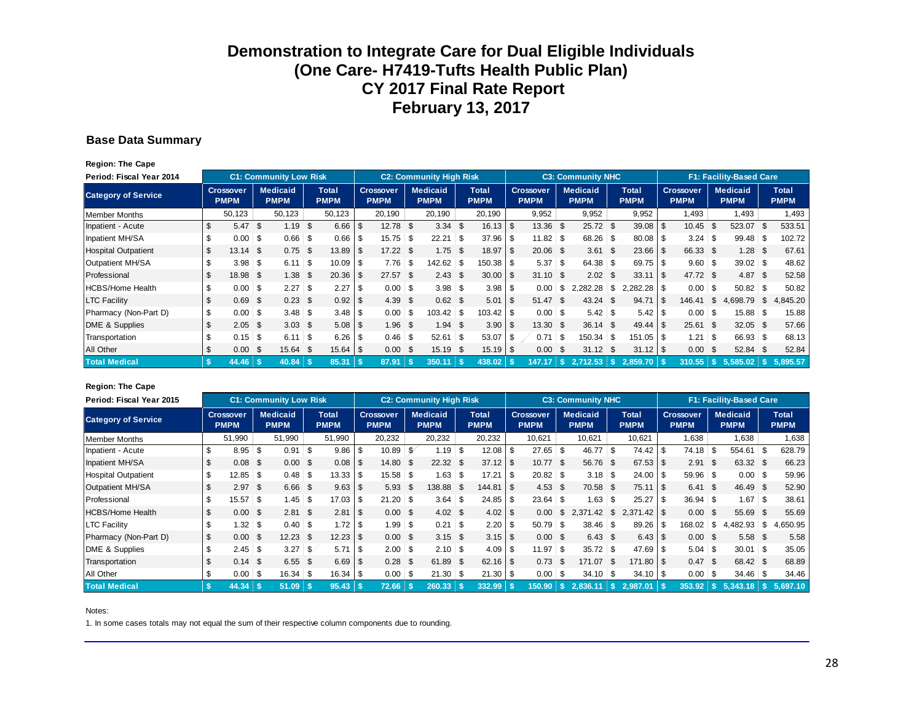# Demonstration to Integrate Care for Dual Eligible Individuals
# (One Care- H7419-Tufts Health Public Plan)
# CY 2017 Final Rate Report
# February 13, 2017

## Base Data Summary

**Region: The Cape**

| Period: Fiscal Year 2014 | C1: Community Low Risk | | | C2: Community High Risk | | | C3: Community NHC | | | F1: Facility-Based Care | | |
|---|---|---|---|---|---|---|---|---|---|---|---|---|
| **Category of Service** | **Crossover PMPM** | **Medicaid PMPM** | **Total PMPM** | **Crossover PMPM** | **Medicaid PMPM** | **Total PMPM** | **Crossover PMPM** | **Medicaid PMPM** | **Total PMPM** | **Crossover PMPM** | **Medicaid PMPM** | **Total PMPM** |
| Member Months | 50,123 | 50,123 | 50,123 | 20,190 | 20,190 | 20,190 | 9,952 | 9,952 | 9,952 | 1,493 | 1,493 | 1,493 |
| Inpatient - Acute | $ 5.47 | $ 1.19 | $ 6.66 | $ 12.78 | $ 3.34 | $ 16.13 | $ 13.36 | $ 25.72 | $ 39.08 | $ 10.45 | $ 523.07 | $ 533.51 |
| Inpatient MH/SA | $ 0.00 | $ 0.66 | $ 0.66 | $ 15.75 | $ 22.21 | $ 37.96 | $ 11.82 | $ 68.26 | $ 80.08 | $ 3.24 | $ 99.48 | $ 102.72 |
| Hospital Outpatient | $ 13.14 | $ 0.75 | $ 13.89 | $ 17.22 | $ 1.75 | $ 18.97 | $ 20.06 | $ 3.61 | $ 23.66 | $ 66.33 | $ 1.28 | $ 67.61 |
| Outpatient MH/SA | $ 3.98 | $ 6.11 | $ 10.09 | $ 7.76 | $ 142.62 | $ 150.38 | $ 5.37 | $ 64.38 | $ 69.75 | $ 9.60 | $ 39.02 | $ 48.62 |
| Professional | $ 18.98 | $ 1.38 | $ 20.36 | $ 27.57 | $ 2.43 | $ 30.00 | $ 31.10 | $ 2.02 | $ 33.11 | $ 47.72 | $ 4.87 | $ 52.58 |
| HCBS/Home Health | $ 0.00 | $ 2.27 | $ 2.27 | $ 0.00 | $ 3.98 | $ 3.98 | $ 0.00 | $ 2,282.28 | $ 2,282.28 | $ 0.00 | $ 50.82 | $ 50.82 |
| LTC Facility | $ 0.69 | $ 0.23 | $ 0.92 | $ 4.39 | $ 0.62 | $ 5.01 | $ 51.47 | $ 43.24 | $ 94.71 | $ 146.41 | $ 4,698.79 | $ 4,845.20 |
| Pharmacy (Non-Part D) | $ 0.00 | $ 3.48 | $ 3.48 | $ 0.00 | $ 103.42 | $ 103.42 | $ 0.00 | $ 5.42 | $ 5.42 | $ 0.00 | $ 15.88 | $ 15.88 |
| DME & Supplies | $ 2.05 | $ 3.03 | $ 5.08 | $ 1.96 | $ 1.94 | $ 3.90 | $ 13.30 | $ 36.14 | $ 49.44 | $ 25.61 | $ 32.05 | $ 57.66 |
| Transportation | $ 0.15 | $ 6.11 | $ 6.26 | $ 0.46 | $ 52.61 | $ 53.07 | $ 0.71 | $ 150.34 | $ 151.05 | $ 1.21 | $ 66.93 | $ 68.13 |
| All Other | $ 0.00 | $ 15.64 | $ 15.64 | $ 0.00 | $ 15.19 | $ 15.19 | $ 0.00 | $ 31.12 | $ 31.12 | $ 0.00 | $ 52.84 | $ 52.84 |
| **Total Medical** | **$ 44.46** | **$ 40.84** | **$ 85.31** | **$ 87.91** | **$ 350.11** | **$ 438.02** | **$ 147.17** | **$ 2,712.53** | **$ 2,859.70** | **$ 310.55** | **$ 5,585.02** | **$ 5,895.57** |

**Region: The Cape**

| Period: Fiscal Year 2015 | C1: Community Low Risk | | | C2: Community High Risk | | | C3: Community NHC | | | F1: Facility-Based Care | | |
|---|---|---|---|---|---|---|---|---|---|---|---|---|
| **Category of Service** | **Crossover PMPM** | **Medicaid PMPM** | **Total PMPM** | **Crossover PMPM** | **Medicaid PMPM** | **Total PMPM** | **Crossover PMPM** | **Medicaid PMPM** | **Total PMPM** | **Crossover PMPM** | **Medicaid PMPM** | **Total PMPM** |
| Member Months | 51,990 | 51,990 | 51,990 | 20,232 | 20,232 | 20,232 | 10,621 | 10,621 | 10,621 | 1,638 | 1,638 | 1,638 |
| Inpatient - Acute | $ 8.95 | $ 0.91 | $ 9.86 | $ 10.89 | $ 1.19 | $ 12.08 | $ 27.65 | $ 46.77 | $ 74.42 | $ 74.18 | $ 554.61 | $ 628.79 |
| Inpatient MH/SA | $ 0.08 | $ 0.00 | $ 0.08 | $ 14.80 | $ 22.32 | $ 37.12 | $ 10.77 | $ 56.76 | $ 67.53 | $ 2.91 | $ 63.32 | $ 66.23 |
| Hospital Outpatient | $ 12.85 | $ 0.48 | $ 13.33 | $ 15.58 | $ 1.63 | $ 17.21 | $ 20.82 | $ 3.18 | $ 24.00 | $ 59.96 | $ 0.00 | $ 59.96 |
| Outpatient MH/SA | $ 2.97 | $ 6.66 | $ 9.63 | $ 5.93 | $ 138.88 | $ 144.81 | $ 4.53 | $ 70.58 | $ 75.11 | $ 6.41 | $ 46.49 | $ 52.90 |
| Professional | $ 15.57 | $ 1.45 | $ 17.03 | $ 21.20 | $ 3.64 | $ 24.85 | $ 23.64 | $ 1.63 | $ 25.27 | $ 36.94 | $ 1.67 | $ 38.61 |
| HCBS/Home Health | $ 0.00 | $ 2.81 | $ 2.81 | $ 0.00 | $ 4.02 | $ 4.02 | $ 0.00 | $ 2,371.42 | $ 2,371.42 | $ 0.00 | $ 55.69 | $ 55.69 |
| LTC Facility | $ 1.32 | $ 0.40 | $ 1.72 | $ 1.99 | $ 0.21 | $ 2.20 | $ 50.79 | $ 38.46 | $ 89.26 | $ 168.02 | $ 4,482.93 | $ 4,650.95 |
| Pharmacy (Non-Part D) | $ 0.00 | $ 12.23 | $ 12.23 | $ 0.00 | $ 3.15 | $ 3.15 | $ 0.00 | $ 6.43 | $ 6.43 | $ 0.00 | $ 5.58 | $ 5.58 |
| DME & Supplies | $ 2.45 | $ 3.27 | $ 5.71 | $ 2.00 | $ 2.10 | $ 4.09 | $ 11.97 | $ 35.72 | $ 47.69 | $ 5.04 | $ 30.01 | $ 35.05 |
| Transportation | $ 0.14 | $ 6.55 | $ 6.69 | $ 0.28 | $ 61.89 | $ 62.16 | $ 0.73 | $ 171.07 | $ 171.80 | $ 0.47 | $ 68.42 | $ 68.89 |
| All Other | $ 0.00 | $ 16.34 | $ 16.34 | $ 0.00 | $ 21.30 | $ 21.30 | $ 0.00 | $ 34.10 | $ 34.10 | $ 0.00 | $ 34.46 | $ 34.46 |
| **Total Medical** | **$ 44.34** | **$ 51.09** | **$ 95.43** | **$ 72.66** | **$ 260.33** | **$ 332.99** | **$ 150.90** | **$ 2,836.11** | **$ 2,987.01** | **$ 353.92** | **$ 5,343.18** | **$ 5,697.10** |

Notes:

1. In some cases totals may not equal the sum of their respective column components due to rounding.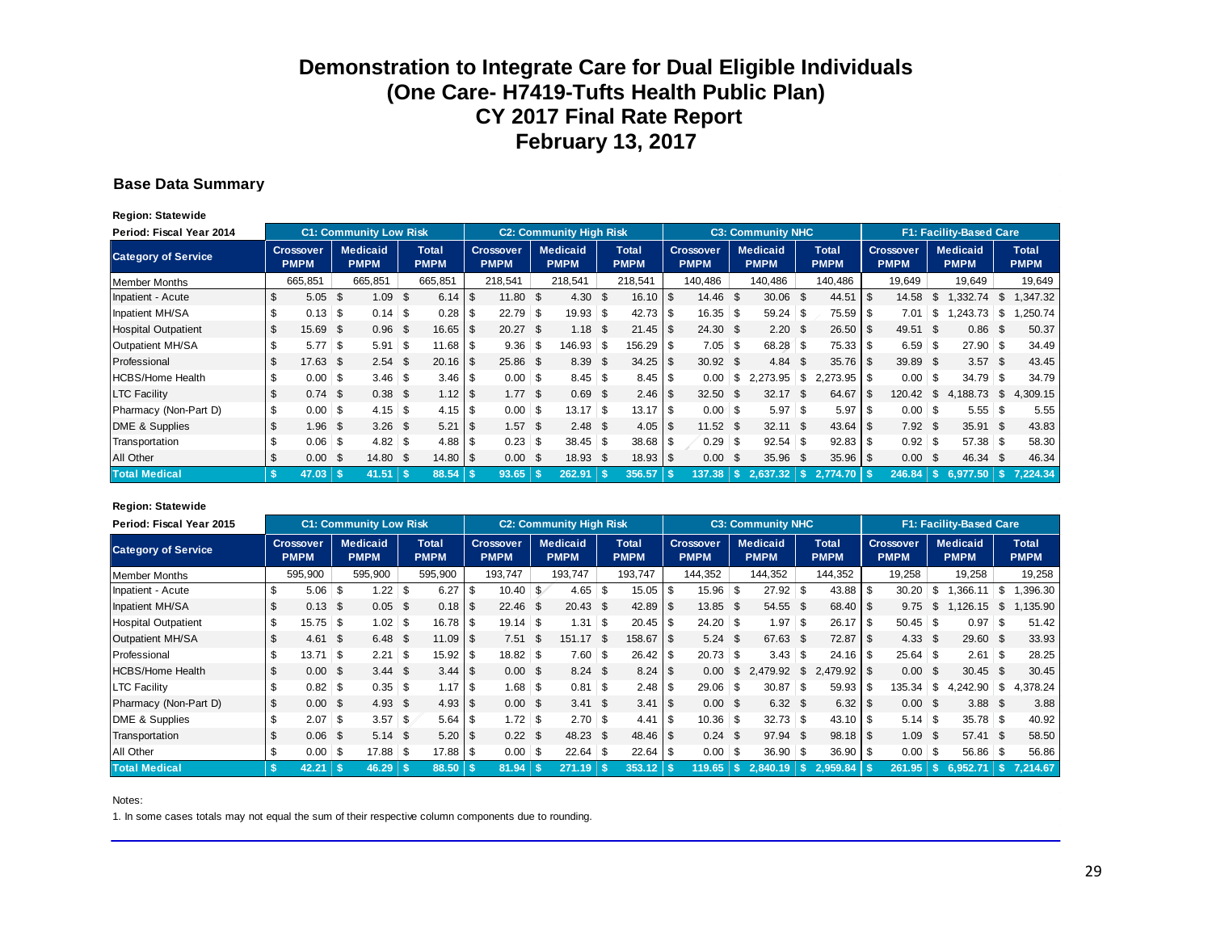# Demonstration to Integrate Care for Dual Eligible Individuals
# (One Care- H7419-Tufts Health Public Plan)
# CY 2017 Final Rate Report
# February 13, 2017

## Base Data Summary

**Region: Statewide**

| Period: Fiscal Year 2014 | C1: Community Low Risk | | | C2: Community High Risk | | | C3: Community NHC | | | F1: Facility-Based Care | | |
|---|---|---|---|---|---|---|---|---|---|---|---|---|
| Category of Service | Crossover PMPM | Medicaid PMPM | Total PMPM | Crossover PMPM | Medicaid PMPM | Total PMPM | Crossover PMPM | Medicaid PMPM | Total PMPM | Crossover PMPM | Medicaid PMPM | Total PMPM |
| Member Months | 665,851 | 665,851 | 665,851 | 218,541 | 218,541 | 218,541 | 140,486 | 140,486 | 140,486 | 19,649 | 19,649 | 19,649 |
| Inpatient - Acute | $ 5.05 | $ 1.09 | $ 6.14 | $ 11.80 | $ 4.30 | $ 16.10 | $ 14.46 | $ 30.06 | $ 44.51 | $ 14.58 | $ 1,332.74 | $ 1,347.32 |
| Inpatient MH/SA | $ 0.13 | $ 0.14 | $ 0.28 | $ 22.79 | $ 19.93 | $ 42.73 | $ 16.35 | $ 59.24 | $ 75.59 | $ 7.01 | $ 1,243.73 | $ 1,250.74 |
| Hospital Outpatient | $ 15.69 | $ 0.96 | $ 16.65 | $ 20.27 | $ 1.18 | $ 21.45 | $ 24.30 | $ 2.20 | $ 26.50 | $ 49.51 | $ 0.86 | $ 50.37 |
| Outpatient MH/SA | $ 5.77 | $ 5.91 | $ 11.68 | $ 9.36 | $ 146.93 | $ 156.29 | $ 7.05 | $ 68.28 | $ 75.33 | $ 6.59 | $ 27.90 | $ 34.49 |
| Professional | $ 17.63 | $ 2.54 | $ 20.16 | $ 25.86 | $ 8.39 | $ 34.25 | $ 30.92 | $ 4.84 | $ 35.76 | $ 39.89 | $ 3.57 | $ 43.45 |
| HCBS/Home Health | $ 0.00 | $ 3.46 | $ 3.46 | $ 0.00 | $ 8.45 | $ 8.45 | $ 0.00 | $ 2,273.95 | $ 2,273.95 | $ 0.00 | $ 34.79 | $ 34.79 |
| LTC Facility | $ 0.74 | $ 0.38 | $ 1.12 | $ 1.77 | $ 0.69 | $ 2.46 | $ 32.50 | $ 32.17 | $ 64.67 | $ 120.42 | $ 4,188.73 | $ 4,309.15 |
| Pharmacy (Non-Part D) | $ 0.00 | $ 4.15 | $ 4.15 | $ 0.00 | $ 13.17 | $ 13.17 | $ 0.00 | $ 5.97 | $ 5.97 | $ 0.00 | $ 5.55 | $ 5.55 |
| DME & Supplies | $ 1.96 | $ 3.26 | $ 5.21 | $ 1.57 | $ 2.48 | $ 4.05 | $ 11.52 | $ 32.11 | $ 43.64 | $ 7.92 | $ 35.91 | $ 43.83 |
| Transportation | $ 0.06 | $ 4.82 | $ 4.88 | $ 0.23 | $ 38.45 | $ 38.68 | $ 0.29 | $ 92.54 | $ 92.83 | $ 0.92 | $ 57.38 | $ 58.30 |
| All Other | $ 0.00 | $ 14.80 | $ 14.80 | $ 0.00 | $ 18.93 | $ 18.93 | $ 0.00 | $ 35.96 | $ 35.96 | $ 0.00 | $ 46.34 | $ 46.34 |
| **Total Medical** | **$ 47.03** | **$ 41.51** | **$ 88.54** | **$ 93.65** | **$ 262.91** | **$ 356.57** | **$ 137.38** | **$ 2,637.32** | **$ 2,774.70** | **$ 246.84** | **$ 6,977.50** | **$ 7,224.34** |

**Region: Statewide**

| Period: Fiscal Year 2015 | C1: Community Low Risk | | | C2: Community High Risk | | | C3: Community NHC | | | F1: Facility-Based Care | | |
|---|---|---|---|---|---|---|---|---|---|---|---|---|
| Category of Service | Crossover PMPM | Medicaid PMPM | Total PMPM | Crossover PMPM | Medicaid PMPM | Total PMPM | Crossover PMPM | Medicaid PMPM | Total PMPM | Crossover PMPM | Medicaid PMPM | Total PMPM |
| Member Months | 595,900 | 595,900 | 595,900 | 193,747 | 193,747 | 193,747 | 144,352 | 144,352 | 144,352 | 19,258 | 19,258 | 19,258 |
| Inpatient - Acute | $ 5.06 | $ 1.22 | $ 6.27 | $ 10.40 | $ 4.65 | $ 15.05 | $ 15.96 | $ 27.92 | $ 43.88 | $ 30.20 | $ 1,366.11 | $ 1,396.30 |
| Inpatient MH/SA | $ 0.13 | $ 0.05 | $ 0.18 | $ 22.46 | $ 20.43 | $ 42.89 | $ 13.85 | $ 54.55 | $ 68.40 | $ 9.75 | $ 1,126.15 | $ 1,135.90 |
| Hospital Outpatient | $ 15.75 | $ 1.02 | $ 16.78 | $ 19.14 | $ 1.31 | $ 20.45 | $ 24.20 | $ 1.97 | $ 26.17 | $ 50.45 | $ 0.97 | $ 51.42 |
| Outpatient MH/SA | $ 4.61 | $ 6.48 | $ 11.09 | $ 7.51 | $ 151.17 | $ 158.67 | $ 5.24 | $ 67.63 | $ 72.87 | $ 4.33 | $ 29.60 | $ 33.93 |
| Professional | $ 13.71 | $ 2.21 | $ 15.92 | $ 18.82 | $ 7.60 | $ 26.42 | $ 20.73 | $ 3.43 | $ 24.16 | $ 25.64 | $ 2.61 | $ 28.25 |
| HCBS/Home Health | $ 0.00 | $ 3.44 | $ 3.44 | $ 0.00 | $ 8.24 | $ 8.24 | $ 0.00 | $ 2,479.92 | $ 2,479.92 | $ 0.00 | $ 30.45 | $ 30.45 |
| LTC Facility | $ 0.82 | $ 0.35 | $ 1.17 | $ 1.68 | $ 0.81 | $ 2.48 | $ 29.06 | $ 30.87 | $ 59.93 | $ 135.34 | $ 4,242.90 | $ 4,378.24 |
| Pharmacy (Non-Part D) | $ 0.00 | $ 4.93 | $ 4.93 | $ 0.00 | $ 3.41 | $ 3.41 | $ 0.00 | $ 6.32 | $ 6.32 | $ 0.00 | $ 3.88 | $ 3.88 |
| DME & Supplies | $ 2.07 | $ 3.57 | $ 5.64 | $ 1.72 | $ 2.70 | $ 4.41 | $ 10.36 | $ 32.73 | $ 43.10 | $ 5.14 | $ 35.78 | $ 40.92 |
| Transportation | $ 0.06 | $ 5.14 | $ 5.20 | $ 0.22 | $ 48.23 | $ 48.46 | $ 0.24 | $ 97.94 | $ 98.18 | $ 1.09 | $ 57.41 | $ 58.50 |
| All Other | $ 0.00 | $ 17.88 | $ 17.88 | $ 0.00 | $ 22.64 | $ 22.64 | $ 0.00 | $ 36.90 | $ 36.90 | $ 0.00 | $ 56.86 | $ 56.86 |
| **Total Medical** | **$ 42.21** | **$ 46.29** | **$ 88.50** | **$ 81.94** | **$ 271.19** | **$ 353.12** | **$ 119.65** | **$ 2,840.19** | **$ 2,959.84** | **$ 261.95** | **$ 6,952.71** | **$ 7,214.67** |

Notes:

1. In some cases totals may not equal the sum of their respective column components due to rounding.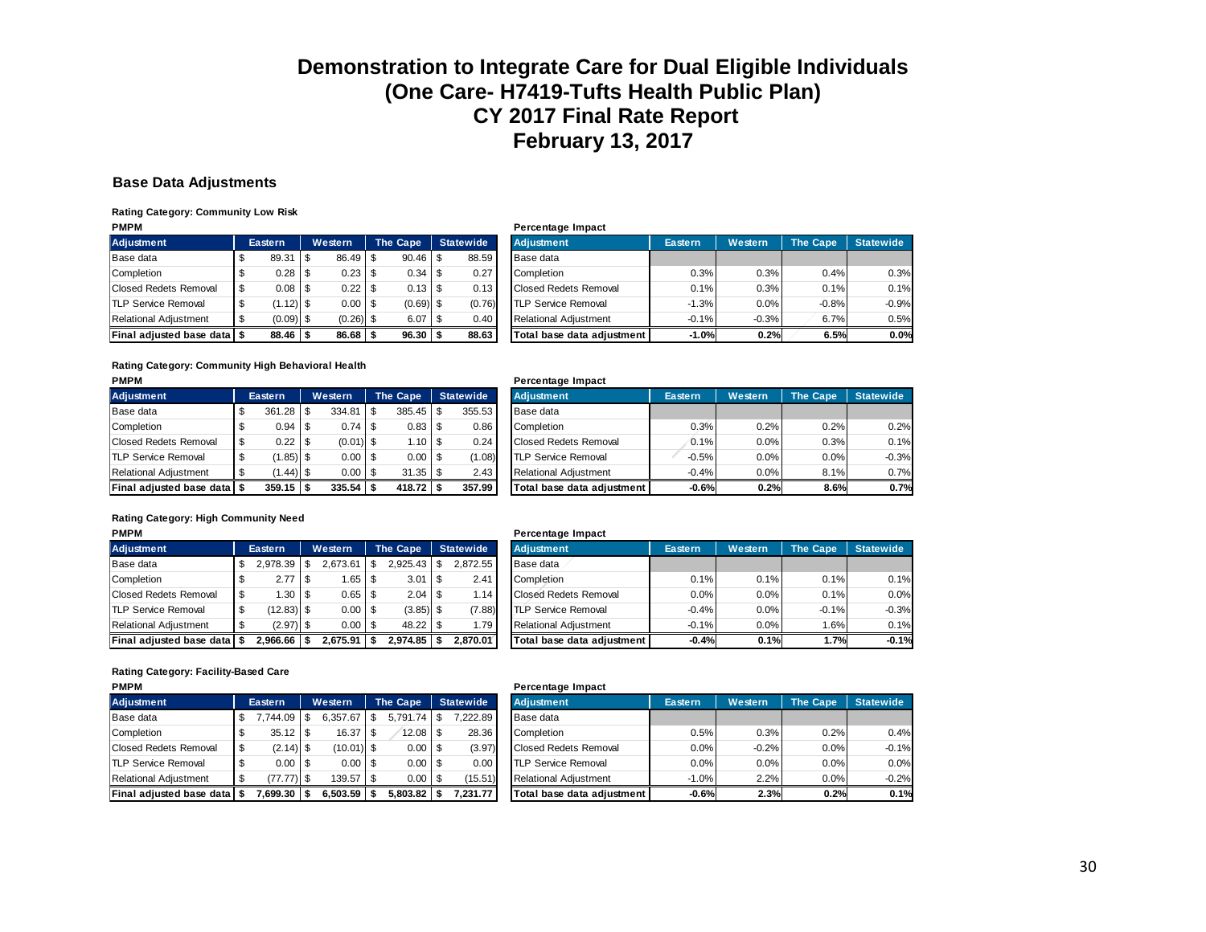# Demonstration to Integrate Care for Dual Eligible Individuals
# (One Care- H7419-Tufts Health Public Plan)
# CY 2017 Final Rate Report
# February 13, 2017

## Base Data Adjustments

**Rating Category: Community Low Risk**

**PMPM**

| Adjustment | Eastern | Western | The Cape | Statewide |
|---|---|---|---|---|
| Base data | $ 89.31 | $ 86.49 | $ 90.46 | $ 88.59 |
| Completion | $ 0.28 | $ 0.23 | $ 0.34 | $ 0.27 |
| Closed Redets Removal | $ 0.08 | $ 0.22 | $ 0.13 | $ 0.13 |
| TLP Service Removal | $ (1.12) | $ 0.00 | $ (0.69) | $ (0.76) |
| Relational Adjustment | $ (0.09) | $ (0.26) | $ 6.07 | $ 0.40 |
| **Final adjusted base data** | **$ 88.46** | **$ 86.68** | **$ 96.30** | **$ 88.63** |

**Percentage Impact**

| Adjustment | Eastern | Western | The Cape | Statewide |
|---|---|---|---|---|
| Base data | | | | |
| Completion | 0.3% | 0.3% | 0.4% | 0.3% |
| Closed Redets Removal | 0.1% | 0.3% | 0.1% | 0.1% |
| TLP Service Removal | -1.3% | 0.0% | -0.8% | -0.9% |
| Relational Adjustment | -0.1% | -0.3% | 6.7% | 0.5% |
| **Total base data adjustment** | **-1.0%** | **0.2%** | **6.5%** | **0.0%** |

**Rating Category: Community High Behavioral Health**

**PMPM**

| Adjustment | Eastern | Western | The Cape | Statewide |
|---|---|---|---|---|
| Base data | $ 361.28 | $ 334.81 | $ 385.45 | $ 355.53 |
| Completion | $ 0.94 | $ 0.74 | $ 0.83 | $ 0.86 |
| Closed Redets Removal | $ 0.22 | $ (0.01) | $ 1.10 | $ 0.24 |
| TLP Service Removal | $ (1.85) | $ 0.00 | $ 0.00 | $ (1.08) |
| Relational Adjustment | $ (1.44) | $ 0.00 | $ 31.35 | $ 2.43 |
| **Final adjusted base data** | **$ 359.15** | **$ 335.54** | **$ 418.72** | **$ 357.99** |

**Percentage Impact**

| Adjustment | Eastern | Western | The Cape | Statewide |
|---|---|---|---|---|
| Base data | | | | |
| Completion | 0.3% | 0.2% | 0.2% | 0.2% |
| Closed Redets Removal | 0.1% | 0.0% | 0.3% | 0.1% |
| TLP Service Removal | -0.5% | 0.0% | 0.0% | -0.3% |
| Relational Adjustment | -0.4% | 0.0% | 8.1% | 0.7% |
| **Total base data adjustment** | **-0.6%** | **0.2%** | **8.6%** | **0.7%** |

**Rating Category: High Community Need**

**PMPM**

| Adjustment | Eastern | Western | The Cape | Statewide |
|---|---|---|---|---|
| Base data | $ 2,978.39 | $ 2,673.61 | $ 2,925.43 | $ 2,872.55 |
| Completion | $ 2.77 | $ 1.65 | $ 3.01 | $ 2.41 |
| Closed Redets Removal | $ 1.30 | $ 0.65 | $ 2.04 | $ 1.14 |
| TLP Service Removal | $ (12.83) | $ 0.00 | $ (3.85) | $ (7.88) |
| Relational Adjustment | $ (2.97) | $ 0.00 | $ 48.22 | $ 1.79 |
| **Final adjusted base data** | **$ 2,966.66** | **$ 2,675.91** | **$ 2,974.85** | **$ 2,870.01** |

**Percentage Impact**

| Adjustment | Eastern | Western | The Cape | Statewide |
|---|---|---|---|---|
| Base data | | | | |
| Completion | 0.1% | 0.1% | 0.1% | 0.1% |
| Closed Redets Removal | 0.0% | 0.0% | 0.1% | 0.0% |
| TLP Service Removal | -0.4% | 0.0% | -0.1% | -0.3% |
| Relational Adjustment | -0.1% | 0.0% | 1.6% | 0.1% |
| **Total base data adjustment** | **-0.4%** | **0.1%** | **1.7%** | **-0.1%** |

**Rating Category: Facility-Based Care**

**PMPM**

| Adjustment | Eastern | Western | The Cape | Statewide |
|---|---|---|---|---|
| Base data | $ 7,744.09 | $ 6,357.67 | $ 5,791.74 | $ 7,222.89 |
| Completion | $ 35.12 | $ 16.37 | $ 12.08 | $ 28.36 |
| Closed Redets Removal | $ (2.14) | $ (10.01) | $ 0.00 | $ (3.97) |
| TLP Service Removal | $ 0.00 | $ 0.00 | $ 0.00 | $ 0.00 |
| Relational Adjustment | $ (77.77) | $ 139.57 | $ 0.00 | $ (15.51) |
| **Final adjusted base data** | **$ 7,699.30** | **$ 6,503.59** | **$ 5,803.82** | **$ 7,231.77** |

**Percentage Impact**

| Adjustment | Eastern | Western | The Cape | Statewide |
|---|---|---|---|---|
| Base data | | | | |
| Completion | 0.5% | 0.3% | 0.2% | 0.4% |
| Closed Redets Removal | 0.0% | -0.2% | 0.0% | -0.1% |
| TLP Service Removal | 0.0% | 0.0% | 0.0% | 0.0% |
| Relational Adjustment | -1.0% | 2.2% | 0.0% | -0.2% |
| **Total base data adjustment** | **-0.6%** | **2.3%** | **0.2%** | **0.1%** |